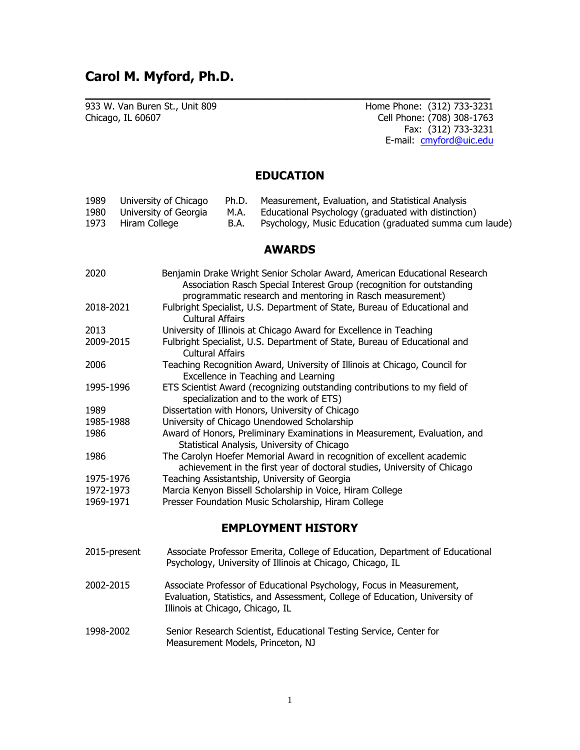# Carol M. Myford, Ph.D.

933 W. Van Buren St., Unit 809
Chicago, IL 60607

Home Phone: (312) 733-3231
Cell Phone: (708) 308-1763
Fax: (312) 733-3231
E-mail: cmyford@uic.edu

## EDUCATION

| | | | |
|---|---|---|---|
| 1989 | University of Chicago | Ph.D. | Measurement, Evaluation, and Statistical Analysis |
| 1980 | University of Georgia | M.A. | Educational Psychology (graduated with distinction) |
| 1973 | Hiram College | B.A. | Psychology, Music Education (graduated summa cum laude) |

## AWARDS

| | |
|---|---|
| 2020 | Benjamin Drake Wright Senior Scholar Award, American Educational Research Association Rasch Special Interest Group (recognition for outstanding programmatic research and mentoring in Rasch measurement) |
| 2018-2021 | Fulbright Specialist, U.S. Department of State, Bureau of Educational and Cultural Affairs |
| 2013 | University of Illinois at Chicago Award for Excellence in Teaching |
| 2009-2015 | Fulbright Specialist, U.S. Department of State, Bureau of Educational and Cultural Affairs |
| 2006 | Teaching Recognition Award, University of Illinois at Chicago, Council for Excellence in Teaching and Learning |
| 1995-1996 | ETS Scientist Award (recognizing outstanding contributions to my field of specialization and to the work of ETS) |
| 1989 | Dissertation with Honors, University of Chicago |
| 1985-1988 | University of Chicago Unendowed Scholarship |
| 1986 | Award of Honors, Preliminary Examinations in Measurement, Evaluation, and Statistical Analysis, University of Chicago |
| 1986 | The Carolyn Hoefer Memorial Award in recognition of excellent academic achievement in the first year of doctoral studies, University of Chicago |
| 1975-1976 | Teaching Assistantship, University of Georgia |
| 1972-1973 | Marcia Kenyon Bissell Scholarship in Voice, Hiram College |
| 1969-1971 | Presser Foundation Music Scholarship, Hiram College |

## EMPLOYMENT HISTORY

2015-present — Associate Professor Emerita, College of Education, Department of Educational Psychology, University of Illinois at Chicago, Chicago, IL

2002-2015 — Associate Professor of Educational Psychology, Focus in Measurement, Evaluation, Statistics, and Assessment, College of Education, University of Illinois at Chicago, Chicago, IL

1998-2002 — Senior Research Scientist, Educational Testing Service, Center for Measurement Models, Princeton, NJ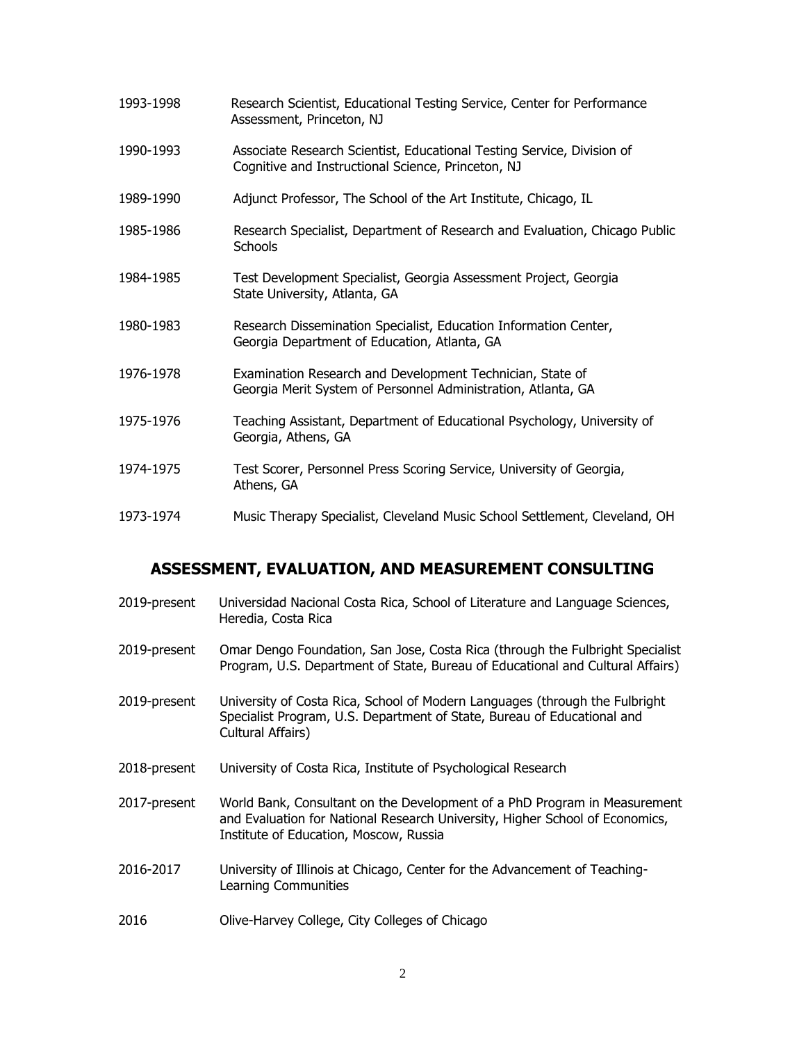1993-1998 Research Scientist, Educational Testing Service, Center for Performance Assessment, Princeton, NJ

1990-1993 Associate Research Scientist, Educational Testing Service, Division of Cognitive and Instructional Science, Princeton, NJ

1989-1990 Adjunct Professor, The School of the Art Institute, Chicago, IL

1985-1986 Research Specialist, Department of Research and Evaluation, Chicago Public Schools

1984-1985 Test Development Specialist, Georgia Assessment Project, Georgia State University, Atlanta, GA

1980-1983 Research Dissemination Specialist, Education Information Center, Georgia Department of Education, Atlanta, GA

1976-1978 Examination Research and Development Technician, State of Georgia Merit System of Personnel Administration, Atlanta, GA

1975-1976 Teaching Assistant, Department of Educational Psychology, University of Georgia, Athens, GA

1974-1975 Test Scorer, Personnel Press Scoring Service, University of Georgia, Athens, GA

1973-1974 Music Therapy Specialist, Cleveland Music School Settlement, Cleveland, OH

## ASSESSMENT, EVALUATION, AND MEASUREMENT CONSULTING

2019-present Universidad Nacional Costa Rica, School of Literature and Language Sciences, Heredia, Costa Rica

2019-present Omar Dengo Foundation, San Jose, Costa Rica (through the Fulbright Specialist Program, U.S. Department of State, Bureau of Educational and Cultural Affairs)

2019-present University of Costa Rica, School of Modern Languages (through the Fulbright Specialist Program, U.S. Department of State, Bureau of Educational and Cultural Affairs)

2018-present University of Costa Rica, Institute of Psychological Research

2017-present World Bank, Consultant on the Development of a PhD Program in Measurement and Evaluation for National Research University, Higher School of Economics, Institute of Education, Moscow, Russia

2016-2017 University of Illinois at Chicago, Center for the Advancement of Teaching-Learning Communities

2016 Olive-Harvey College, City Colleges of Chicago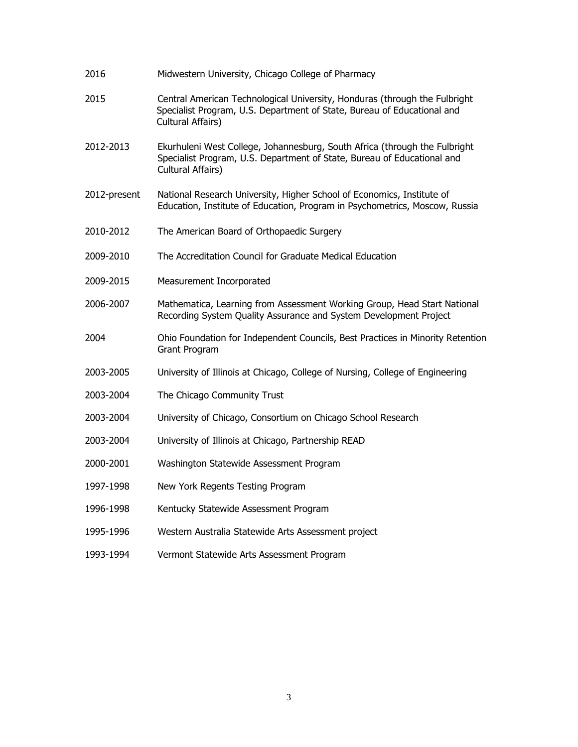| | |
|---|---|
| 2016 | Midwestern University, Chicago College of Pharmacy |
| 2015 | Central American Technological University, Honduras (through the Fulbright Specialist Program, U.S. Department of State, Bureau of Educational and Cultural Affairs) |
| 2012-2013 | Ekurhuleni West College, Johannesburg, South Africa (through the Fulbright Specialist Program, U.S. Department of State, Bureau of Educational and Cultural Affairs) |
| 2012-present | National Research University, Higher School of Economics, Institute of Education, Institute of Education, Program in Psychometrics, Moscow, Russia |
| 2010-2012 | The American Board of Orthopaedic Surgery |
| 2009-2010 | The Accreditation Council for Graduate Medical Education |
| 2009-2015 | Measurement Incorporated |
| 2006-2007 | Mathematica, Learning from Assessment Working Group, Head Start National Recording System Quality Assurance and System Development Project |
| 2004 | Ohio Foundation for Independent Councils, Best Practices in Minority Retention Grant Program |
| 2003-2005 | University of Illinois at Chicago, College of Nursing, College of Engineering |
| 2003-2004 | The Chicago Community Trust |
| 2003-2004 | University of Chicago, Consortium on Chicago School Research |
| 2003-2004 | University of Illinois at Chicago, Partnership READ |
| 2000-2001 | Washington Statewide Assessment Program |
| 1997-1998 | New York Regents Testing Program |
| 1996-1998 | Kentucky Statewide Assessment Program |
| 1995-1996 | Western Australia Statewide Arts Assessment project |
| 1993-1994 | Vermont Statewide Arts Assessment Program |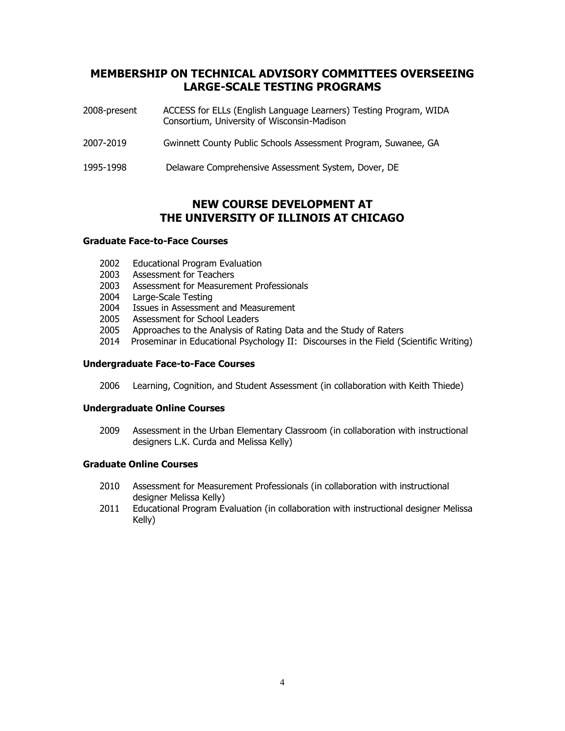## MEMBERSHIP ON TECHNICAL ADVISORY COMMITTEES OVERSEEING LARGE-SCALE TESTING PROGRAMS

2008-present ACCESS for ELLs (English Language Learners) Testing Program, WIDA Consortium, University of Wisconsin-Madison

2007-2019 Gwinnett County Public Schools Assessment Program, Suwanee, GA

1995-1998 Delaware Comprehensive Assessment System, Dover, DE

## NEW COURSE DEVELOPMENT AT THE UNIVERSITY OF ILLINOIS AT CHICAGO

**Graduate Face-to-Face Courses**

- 2002 Educational Program Evaluation
- 2003 Assessment for Teachers
- 2003 Assessment for Measurement Professionals
- 2004 Large-Scale Testing
- 2004 Issues in Assessment and Measurement
- 2005 Assessment for School Leaders
- 2005 Approaches to the Analysis of Rating Data and the Study of Raters
- 2014 Proseminar in Educational Psychology II: Discourses in the Field (Scientific Writing)

**Undergraduate Face-to-Face Courses**

- 2006 Learning, Cognition, and Student Assessment (in collaboration with Keith Thiede)

**Undergraduate Online Courses**

- 2009 Assessment in the Urban Elementary Classroom (in collaboration with instructional designers L.K. Curda and Melissa Kelly)

**Graduate Online Courses**

- 2010 Assessment for Measurement Professionals (in collaboration with instructional designer Melissa Kelly)
- 2011 Educational Program Evaluation (in collaboration with instructional designer Melissa Kelly)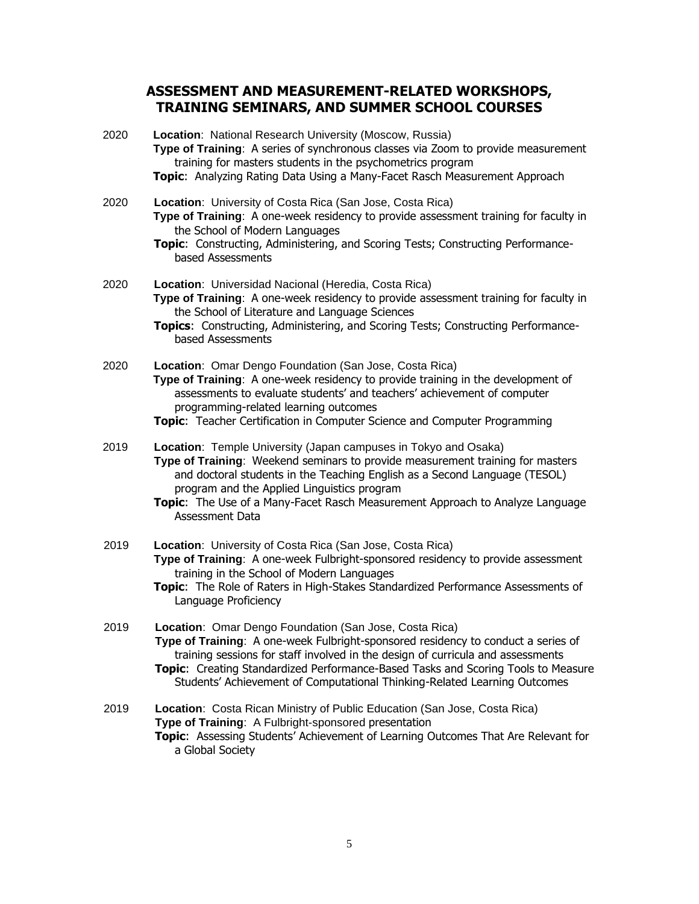## ASSESSMENT AND MEASUREMENT-RELATED WORKSHOPS, TRAINING SEMINARS, AND SUMMER SCHOOL COURSES

2020 **Location**: National Research University (Moscow, Russia)
**Type of Training**: A series of synchronous classes via Zoom to provide measurement training for masters students in the psychometrics program
**Topic**: Analyzing Rating Data Using a Many-Facet Rasch Measurement Approach

2020 **Location**: University of Costa Rica (San Jose, Costa Rica)
**Type of Training**: A one-week residency to provide assessment training for faculty in the School of Modern Languages
**Topic**: Constructing, Administering, and Scoring Tests; Constructing Performance-based Assessments

2020 **Location**: Universidad Nacional (Heredia, Costa Rica)
**Type of Training**: A one-week residency to provide assessment training for faculty in the School of Literature and Language Sciences
**Topics**: Constructing, Administering, and Scoring Tests; Constructing Performance-based Assessments

2020 **Location**: Omar Dengo Foundation (San Jose, Costa Rica)
**Type of Training**: A one-week residency to provide training in the development of assessments to evaluate students' and teachers' achievement of computer programming-related learning outcomes
**Topic**: Teacher Certification in Computer Science and Computer Programming

2019 **Location**: Temple University (Japan campuses in Tokyo and Osaka)
**Type of Training**: Weekend seminars to provide measurement training for masters and doctoral students in the Teaching English as a Second Language (TESOL) program and the Applied Linguistics program
**Topic**: The Use of a Many-Facet Rasch Measurement Approach to Analyze Language Assessment Data

2019 **Location**: University of Costa Rica (San Jose, Costa Rica)
**Type of Training**: A one-week Fulbright-sponsored residency to provide assessment training in the School of Modern Languages
**Topic**: The Role of Raters in High-Stakes Standardized Performance Assessments of Language Proficiency

2019 **Location**: Omar Dengo Foundation (San Jose, Costa Rica)
**Type of Training**: A one-week Fulbright-sponsored residency to conduct a series of training sessions for staff involved in the design of curricula and assessments
**Topic**: Creating Standardized Performance-Based Tasks and Scoring Tools to Measure Students' Achievement of Computational Thinking-Related Learning Outcomes

2019 **Location**: Costa Rican Ministry of Public Education (San Jose, Costa Rica)
**Type of Training**: A Fulbright-sponsored presentation
**Topic**: Assessing Students' Achievement of Learning Outcomes That Are Relevant for a Global Society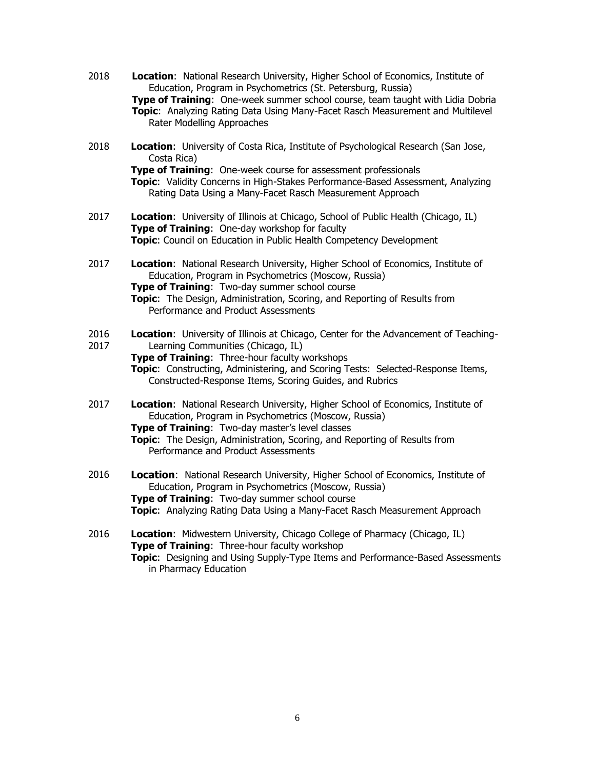2018 **Location**: National Research University, Higher School of Economics, Institute of Education, Program in Psychometrics (St. Petersburg, Russia)
**Type of Training**: One-week summer school course, team taught with Lidia Dobria
**Topic**: Analyzing Rating Data Using Many-Facet Rasch Measurement and Multilevel Rater Modelling Approaches

2018 **Location**: University of Costa Rica, Institute of Psychological Research (San Jose, Costa Rica)
**Type of Training**: One-week course for assessment professionals
**Topic**: Validity Concerns in High-Stakes Performance-Based Assessment, Analyzing Rating Data Using a Many-Facet Rasch Measurement Approach

2017 **Location**: University of Illinois at Chicago, School of Public Health (Chicago, IL)
**Type of Training**: One-day workshop for faculty
**Topic**: Council on Education in Public Health Competency Development

2017 **Location**: National Research University, Higher School of Economics, Institute of Education, Program in Psychometrics (Moscow, Russia)
**Type of Training**: Two-day summer school course
**Topic**: The Design, Administration, Scoring, and Reporting of Results from Performance and Product Assessments

2016
2017 **Location**: University of Illinois at Chicago, Center for the Advancement of Teaching-Learning Communities (Chicago, IL)
**Type of Training**: Three-hour faculty workshops
**Topic**: Constructing, Administering, and Scoring Tests: Selected-Response Items, Constructed-Response Items, Scoring Guides, and Rubrics

2017 **Location**: National Research University, Higher School of Economics, Institute of Education, Program in Psychometrics (Moscow, Russia)
**Type of Training**: Two-day master's level classes
**Topic**: The Design, Administration, Scoring, and Reporting of Results from Performance and Product Assessments

2016 **Location**: National Research University, Higher School of Economics, Institute of Education, Program in Psychometrics (Moscow, Russia)
**Type of Training**: Two-day summer school course
**Topic**: Analyzing Rating Data Using a Many-Facet Rasch Measurement Approach

2016 **Location**: Midwestern University, Chicago College of Pharmacy (Chicago, IL)
**Type of Training**: Three-hour faculty workshop
**Topic**: Designing and Using Supply-Type Items and Performance-Based Assessments in Pharmacy Education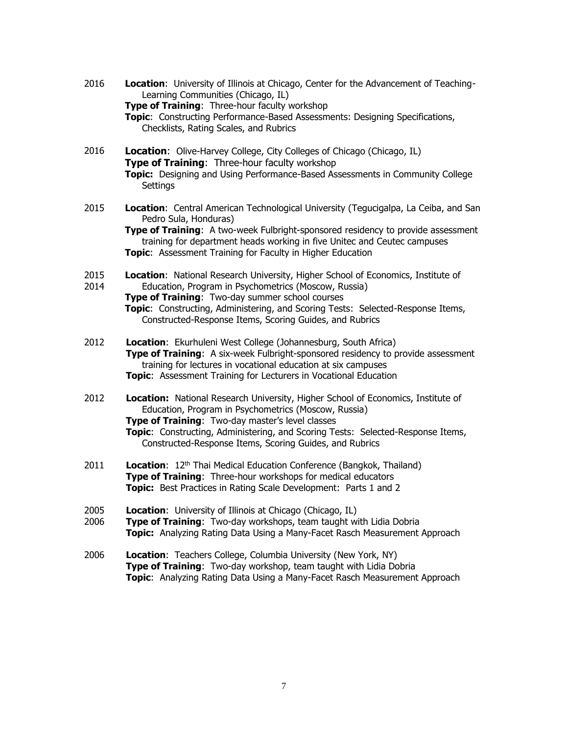2016 **Location**: University of Illinois at Chicago, Center for the Advancement of Teaching-Learning Communities (Chicago, IL)
**Type of Training**: Three-hour faculty workshop
**Topic**: Constructing Performance-Based Assessments: Designing Specifications, Checklists, Rating Scales, and Rubrics

2016 **Location**: Olive-Harvey College, City Colleges of Chicago (Chicago, IL)
**Type of Training**: Three-hour faculty workshop
**Topic:** Designing and Using Performance-Based Assessments in Community College Settings

2015 **Location**: Central American Technological University (Tegucigalpa, La Ceiba, and San Pedro Sula, Honduras)
**Type of Training**: A two-week Fulbright-sponsored residency to provide assessment training for department heads working in five Unitec and Ceutec campuses
**Topic**: Assessment Training for Faculty in Higher Education

2015
2014 **Location**: National Research University, Higher School of Economics, Institute of Education, Program in Psychometrics (Moscow, Russia)
**Type of Training**: Two-day summer school courses
**Topic**: Constructing, Administering, and Scoring Tests: Selected-Response Items, Constructed-Response Items, Scoring Guides, and Rubrics

2012 **Location**: Ekurhuleni West College (Johannesburg, South Africa)
**Type of Training**: A six-week Fulbright-sponsored residency to provide assessment training for lectures in vocational education at six campuses
**Topic**: Assessment Training for Lecturers in Vocational Education

2012 **Location:** National Research University, Higher School of Economics, Institute of Education, Program in Psychometrics (Moscow, Russia)
**Type of Training**: Two-day master's level classes
**Topic**: Constructing, Administering, and Scoring Tests: Selected-Response Items, Constructed-Response Items, Scoring Guides, and Rubrics

2011 **Location**: 12th Thai Medical Education Conference (Bangkok, Thailand)
**Type of Training**: Three-hour workshops for medical educators
**Topic:** Best Practices in Rating Scale Development: Parts 1 and 2

2005
2006 **Location**: University of Illinois at Chicago (Chicago, IL)
**Type of Training**: Two-day workshops, team taught with Lidia Dobria
**Topic:** Analyzing Rating Data Using a Many-Facet Rasch Measurement Approach

2006 **Location**: Teachers College, Columbia University (New York, NY)
**Type of Training**: Two-day workshop, team taught with Lidia Dobria
**Topic**: Analyzing Rating Data Using a Many-Facet Rasch Measurement Approach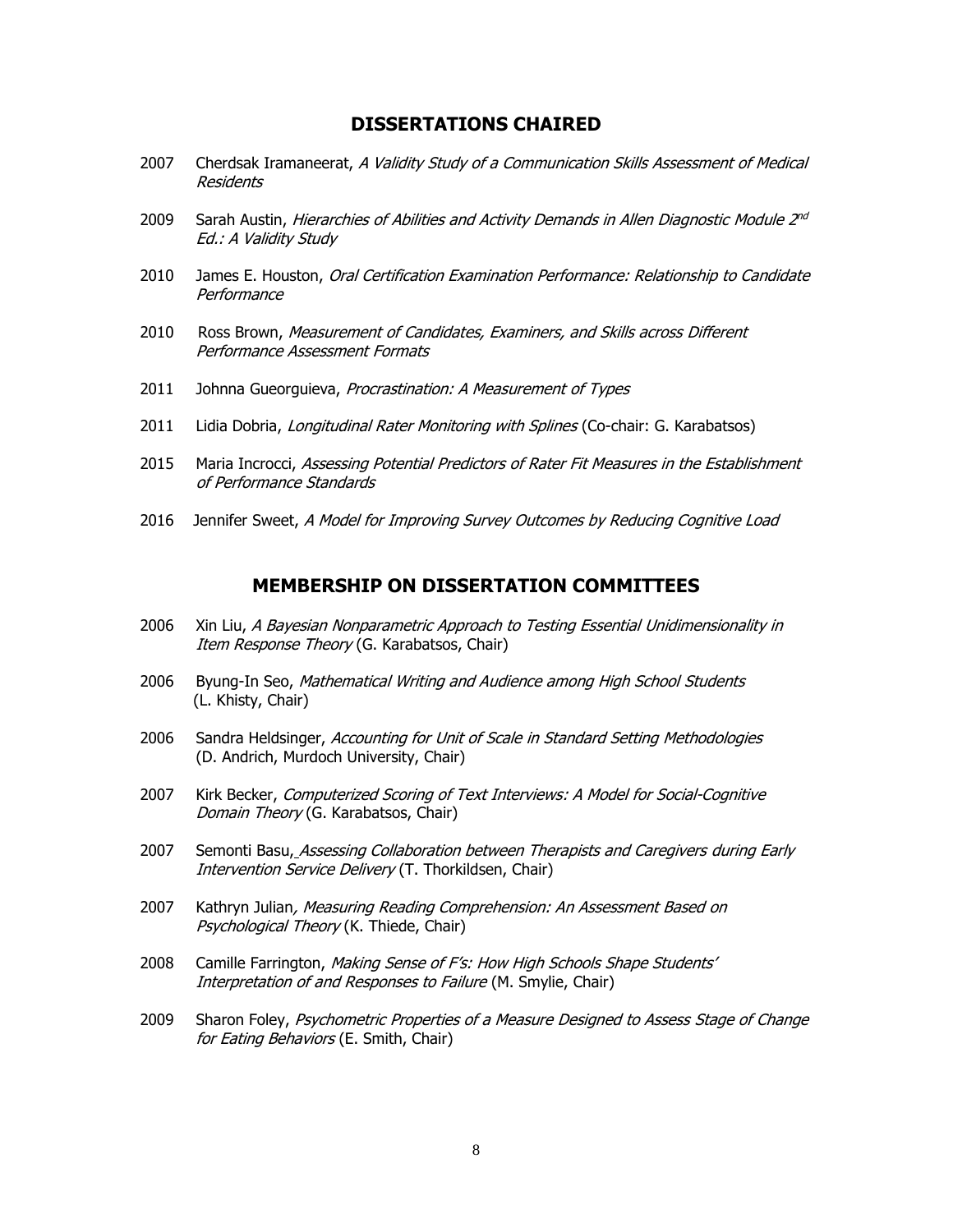## DISSERTATIONS CHAIRED

2007 Cherdsak Iramaneerat, *A Validity Study of a Communication Skills Assessment of Medical Residents*

2009 Sarah Austin, *Hierarchies of Abilities and Activity Demands in Allen Diagnostic Module 2nd Ed.: A Validity Study*

2010 James E. Houston, *Oral Certification Examination Performance: Relationship to Candidate Performance*

2010 Ross Brown, *Measurement of Candidates, Examiners, and Skills across Different Performance Assessment Formats*

2011 Johnna Gueorguieva, *Procrastination: A Measurement of Types*

2011 Lidia Dobria, *Longitudinal Rater Monitoring with Splines* (Co-chair: G. Karabatsos)

2015 Maria Incrocci, *Assessing Potential Predictors of Rater Fit Measures in the Establishment of Performance Standards*

2016 Jennifer Sweet, *A Model for Improving Survey Outcomes by Reducing Cognitive Load*

## MEMBERSHIP ON DISSERTATION COMMITTEES

2006 Xin Liu, *A Bayesian Nonparametric Approach to Testing Essential Unidimensionality in Item Response Theory* (G. Karabatsos, Chair)

2006 Byung-In Seo, *Mathematical Writing and Audience among High School Students* (L. Khisty, Chair)

2006 Sandra Heldsinger, *Accounting for Unit of Scale in Standard Setting Methodologies* (D. Andrich, Murdoch University, Chair)

2007 Kirk Becker, *Computerized Scoring of Text Interviews: A Model for Social-Cognitive Domain Theory* (G. Karabatsos, Chair)

2007 Semonti Basu, *Assessing Collaboration between Therapists and Caregivers during Early Intervention Service Delivery* (T. Thorkildsen, Chair)

2007 Kathryn Julian, *Measuring Reading Comprehension: An Assessment Based on Psychological Theory* (K. Thiede, Chair)

2008 Camille Farrington, *Making Sense of F's: How High Schools Shape Students' Interpretation of and Responses to Failure* (M. Smylie, Chair)

2009 Sharon Foley, *Psychometric Properties of a Measure Designed to Assess Stage of Change for Eating Behaviors* (E. Smith, Chair)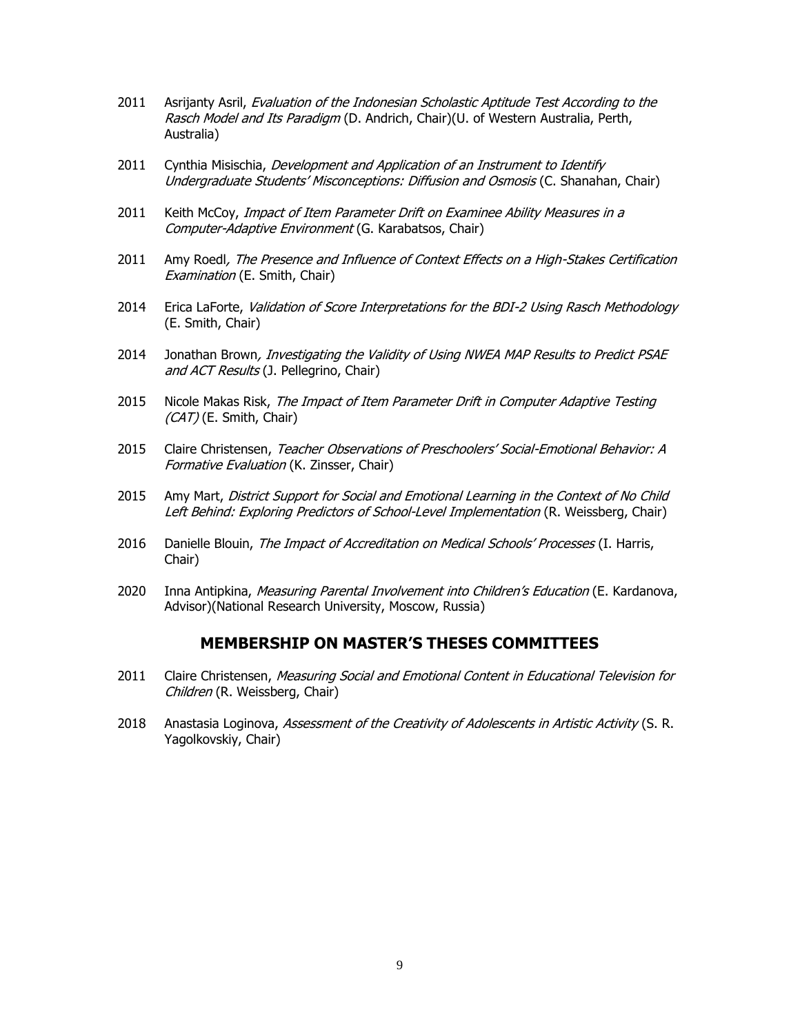2011 Asrijanty Asril, *Evaluation of the Indonesian Scholastic Aptitude Test According to the Rasch Model and Its Paradigm* (D. Andrich, Chair)(U. of Western Australia, Perth, Australia)

2011 Cynthia Misischia, *Development and Application of an Instrument to Identify Undergraduate Students' Misconceptions: Diffusion and Osmosis* (C. Shanahan, Chair)

2011 Keith McCoy, *Impact of Item Parameter Drift on Examinee Ability Measures in a Computer-Adaptive Environment* (G. Karabatsos, Chair)

2011 Amy Roedl, *The Presence and Influence of Context Effects on a High-Stakes Certification Examination* (E. Smith, Chair)

2014 Erica LaForte, *Validation of Score Interpretations for the BDI-2 Using Rasch Methodology* (E. Smith, Chair)

2014 Jonathan Brown, *Investigating the Validity of Using NWEA MAP Results to Predict PSAE and ACT Results* (J. Pellegrino, Chair)

2015 Nicole Makas Risk, *The Impact of Item Parameter Drift in Computer Adaptive Testing (CAT)* (E. Smith, Chair)

2015 Claire Christensen, *Teacher Observations of Preschoolers' Social-Emotional Behavior: A Formative Evaluation* (K. Zinsser, Chair)

2015 Amy Mart, *District Support for Social and Emotional Learning in the Context of No Child Left Behind: Exploring Predictors of School-Level Implementation* (R. Weissberg, Chair)

2016 Danielle Blouin, *The Impact of Accreditation on Medical Schools' Processes* (I. Harris, Chair)

2020 Inna Antipkina, *Measuring Parental Involvement into Children's Education* (E. Kardanova, Advisor)(National Research University, Moscow, Russia)

## MEMBERSHIP ON MASTER'S THESES COMMITTEES

2011 Claire Christensen, *Measuring Social and Emotional Content in Educational Television for Children* (R. Weissberg, Chair)

2018 Anastasia Loginova, *Assessment of the Creativity of Adolescents in Artistic Activity* (S. R. Yagolkovskiy, Chair)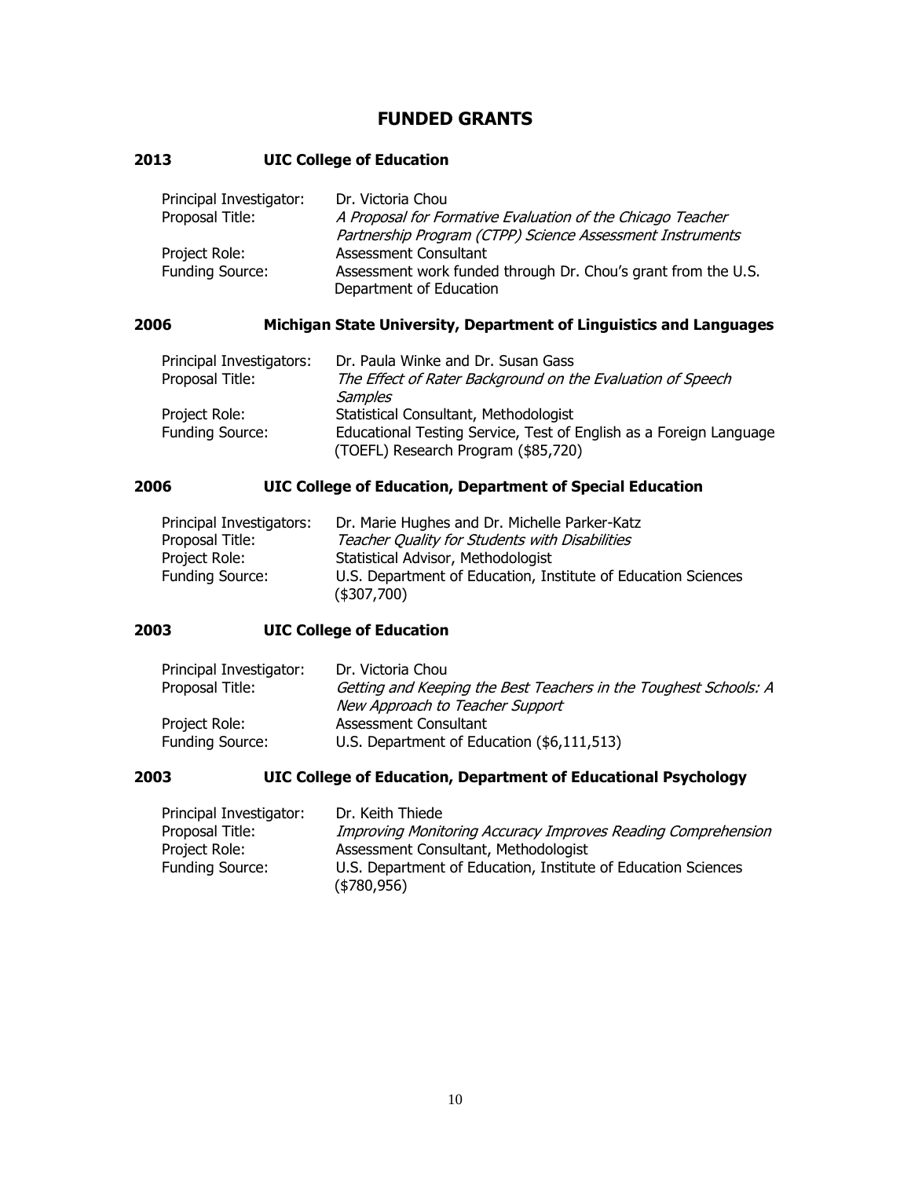## FUNDED GRANTS

### 2013 UIC College of Education

Principal Investigator: Dr. Victoria Chou
Proposal Title: *A Proposal for Formative Evaluation of the Chicago Teacher Partnership Program (CTPP) Science Assessment Instruments*
Project Role: Assessment Consultant
Funding Source: Assessment work funded through Dr. Chou's grant from the U.S. Department of Education

### 2006 Michigan State University, Department of Linguistics and Languages

Principal Investigators: Dr. Paula Winke and Dr. Susan Gass
Proposal Title: *The Effect of Rater Background on the Evaluation of Speech Samples*
Project Role: Statistical Consultant, Methodologist
Funding Source: Educational Testing Service, Test of English as a Foreign Language (TOEFL) Research Program ($85,720)

### 2006 UIC College of Education, Department of Special Education

Principal Investigators: Dr. Marie Hughes and Dr. Michelle Parker-Katz
Proposal Title: *Teacher Quality for Students with Disabilities*
Project Role: Statistical Advisor, Methodologist
Funding Source: U.S. Department of Education, Institute of Education Sciences ($307,700)

### 2003 UIC College of Education

Principal Investigator: Dr. Victoria Chou
Proposal Title: *Getting and Keeping the Best Teachers in the Toughest Schools: A New Approach to Teacher Support*
Project Role: Assessment Consultant
Funding Source: U.S. Department of Education ($6,111,513)

### 2003 UIC College of Education, Department of Educational Psychology

Principal Investigator: Dr. Keith Thiede
Proposal Title: *Improving Monitoring Accuracy Improves Reading Comprehension*
Project Role: Assessment Consultant, Methodologist
Funding Source: U.S. Department of Education, Institute of Education Sciences ($780,956)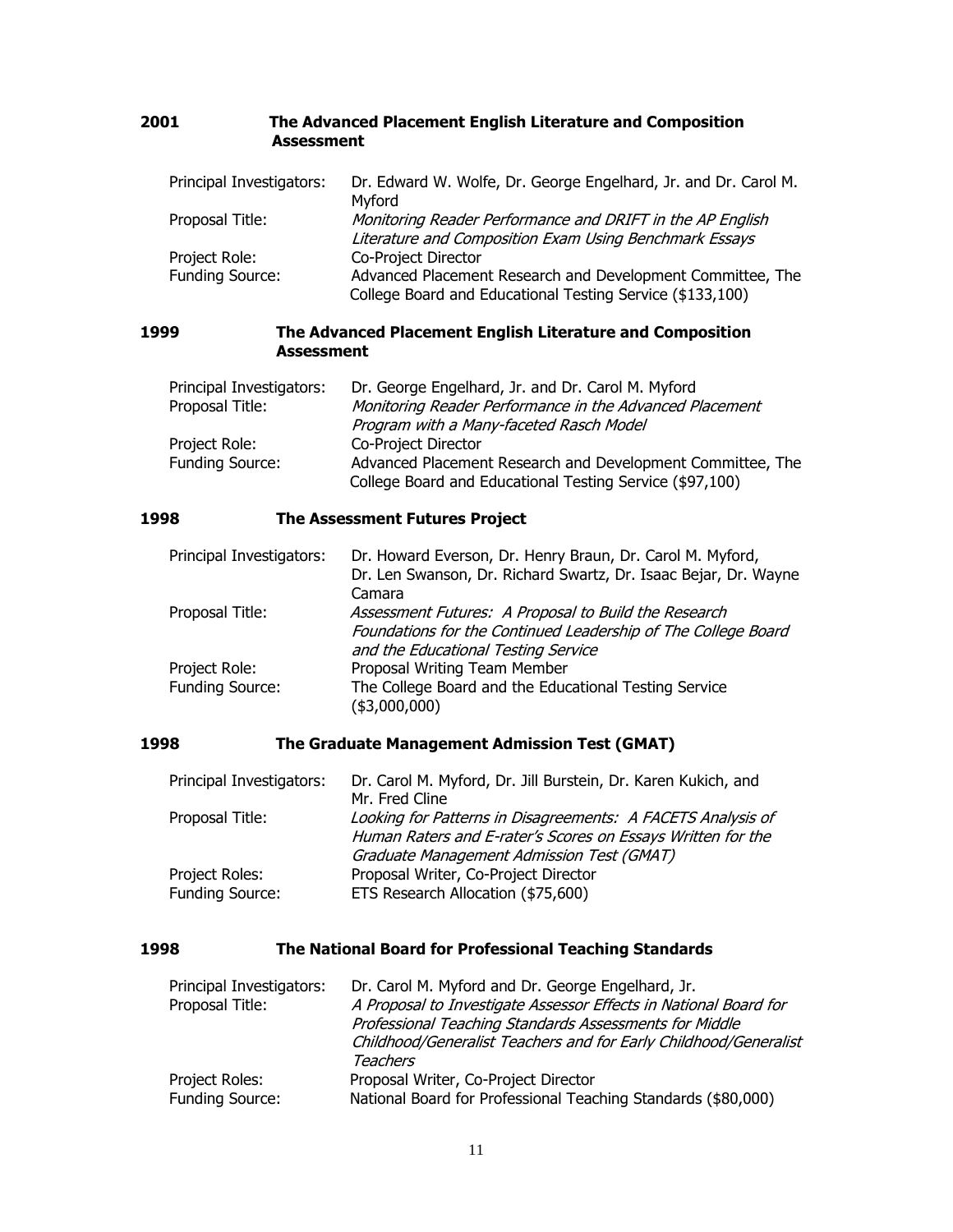**2001 The Advanced Placement English Literature and Composition Assessment**

Principal Investigators: Dr. Edward W. Wolfe, Dr. George Engelhard, Jr. and Dr. Carol M. Myford
Proposal Title: *Monitoring Reader Performance and DRIFT in the AP English Literature and Composition Exam Using Benchmark Essays*
Project Role: Co-Project Director
Funding Source: Advanced Placement Research and Development Committee, The College Board and Educational Testing Service ($133,100)

**1999 The Advanced Placement English Literature and Composition Assessment**

Principal Investigators: Dr. George Engelhard, Jr. and Dr. Carol M. Myford
Proposal Title: *Monitoring Reader Performance in the Advanced Placement Program with a Many-faceted Rasch Model*
Project Role: Co-Project Director
Funding Source: Advanced Placement Research and Development Committee, The College Board and Educational Testing Service ($97,100)

**1998 The Assessment Futures Project**

Principal Investigators: Dr. Howard Everson, Dr. Henry Braun, Dr. Carol M. Myford, Dr. Len Swanson, Dr. Richard Swartz, Dr. Isaac Bejar, Dr. Wayne Camara
Proposal Title: *Assessment Futures: A Proposal to Build the Research Foundations for the Continued Leadership of The College Board and the Educational Testing Service*
Project Role: Proposal Writing Team Member
Funding Source: The College Board and the Educational Testing Service ($3,000,000)

**1998 The Graduate Management Admission Test (GMAT)**

Principal Investigators: Dr. Carol M. Myford, Dr. Jill Burstein, Dr. Karen Kukich, and Mr. Fred Cline
Proposal Title: *Looking for Patterns in Disagreements: A FACETS Analysis of Human Raters and E-rater's Scores on Essays Written for the Graduate Management Admission Test (GMAT)*
Project Roles: Proposal Writer, Co-Project Director
Funding Source: ETS Research Allocation ($75,600)

**1998 The National Board for Professional Teaching Standards**

Principal Investigators: Dr. Carol M. Myford and Dr. George Engelhard, Jr.
Proposal Title: *A Proposal to Investigate Assessor Effects in National Board for Professional Teaching Standards Assessments for Middle Childhood/Generalist Teachers and for Early Childhood/Generalist Teachers*
Project Roles: Proposal Writer, Co-Project Director
Funding Source: National Board for Professional Teaching Standards ($80,000)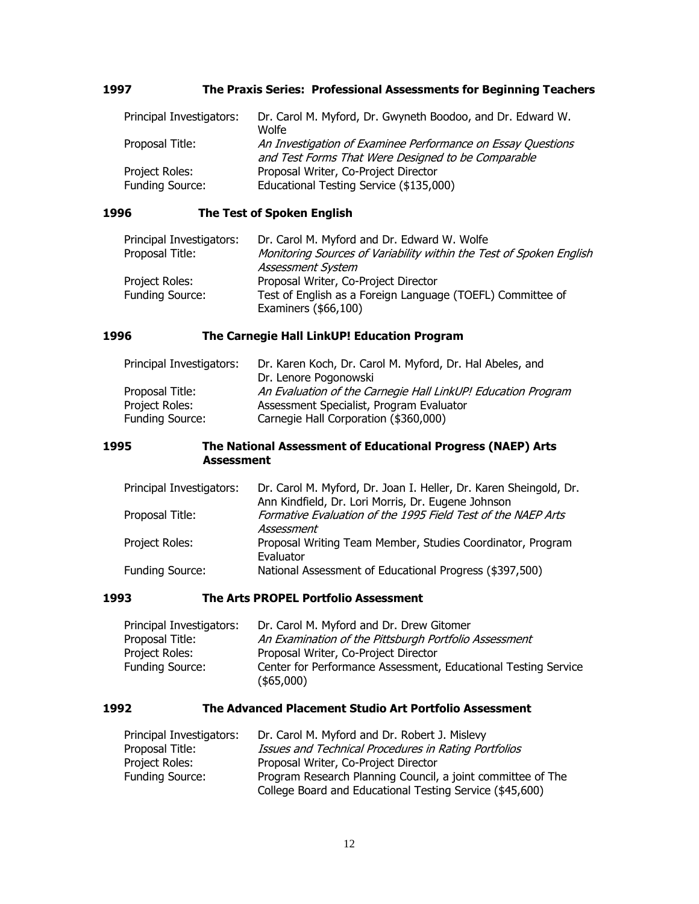**1997 The Praxis Series: Professional Assessments for Beginning Teachers**

| | |
|---|---|
| Principal Investigators: | Dr. Carol M. Myford, Dr. Gwyneth Boodoo, and Dr. Edward W. Wolfe |
| Proposal Title: | *An Investigation of Examinee Performance on Essay Questions and Test Forms That Were Designed to be Comparable* |
| Project Roles: | Proposal Writer, Co-Project Director |
| Funding Source: | Educational Testing Service ($135,000) |

**1996 The Test of Spoken English**

| | |
|---|---|
| Principal Investigators: | Dr. Carol M. Myford and Dr. Edward W. Wolfe |
| Proposal Title: | *Monitoring Sources of Variability within the Test of Spoken English Assessment System* |
| Project Roles: | Proposal Writer, Co-Project Director |
| Funding Source: | Test of English as a Foreign Language (TOEFL) Committee of Examiners ($66,100) |

**1996 The Carnegie Hall LinkUP! Education Program**

| | |
|---|---|
| Principal Investigators: | Dr. Karen Koch, Dr. Carol M. Myford, Dr. Hal Abeles, and Dr. Lenore Pogonowski |
| Proposal Title: | *An Evaluation of the Carnegie Hall LinkUP! Education Program* |
| Project Roles: | Assessment Specialist, Program Evaluator |
| Funding Source: | Carnegie Hall Corporation ($360,000) |

**1995 The National Assessment of Educational Progress (NAEP) Arts Assessment**

| | |
|---|---|
| Principal Investigators: | Dr. Carol M. Myford, Dr. Joan I. Heller, Dr. Karen Sheingold, Dr. Ann Kindfield, Dr. Lori Morris, Dr. Eugene Johnson |
| Proposal Title: | *Formative Evaluation of the 1995 Field Test of the NAEP Arts Assessment* |
| Project Roles: | Proposal Writing Team Member, Studies Coordinator, Program Evaluator |
| Funding Source: | National Assessment of Educational Progress ($397,500) |

**1993 The Arts PROPEL Portfolio Assessment**

| | |
|---|---|
| Principal Investigators: | Dr. Carol M. Myford and Dr. Drew Gitomer |
| Proposal Title: | *An Examination of the Pittsburgh Portfolio Assessment* |
| Project Roles: | Proposal Writer, Co-Project Director |
| Funding Source: | Center for Performance Assessment, Educational Testing Service ($65,000) |

**1992 The Advanced Placement Studio Art Portfolio Assessment**

| | |
|---|---|
| Principal Investigators: | Dr. Carol M. Myford and Dr. Robert J. Mislevy |
| Proposal Title: | *Issues and Technical Procedures in Rating Portfolios* |
| Project Roles: | Proposal Writer, Co-Project Director |
| Funding Source: | Program Research Planning Council, a joint committee of The College Board and Educational Testing Service ($45,600) |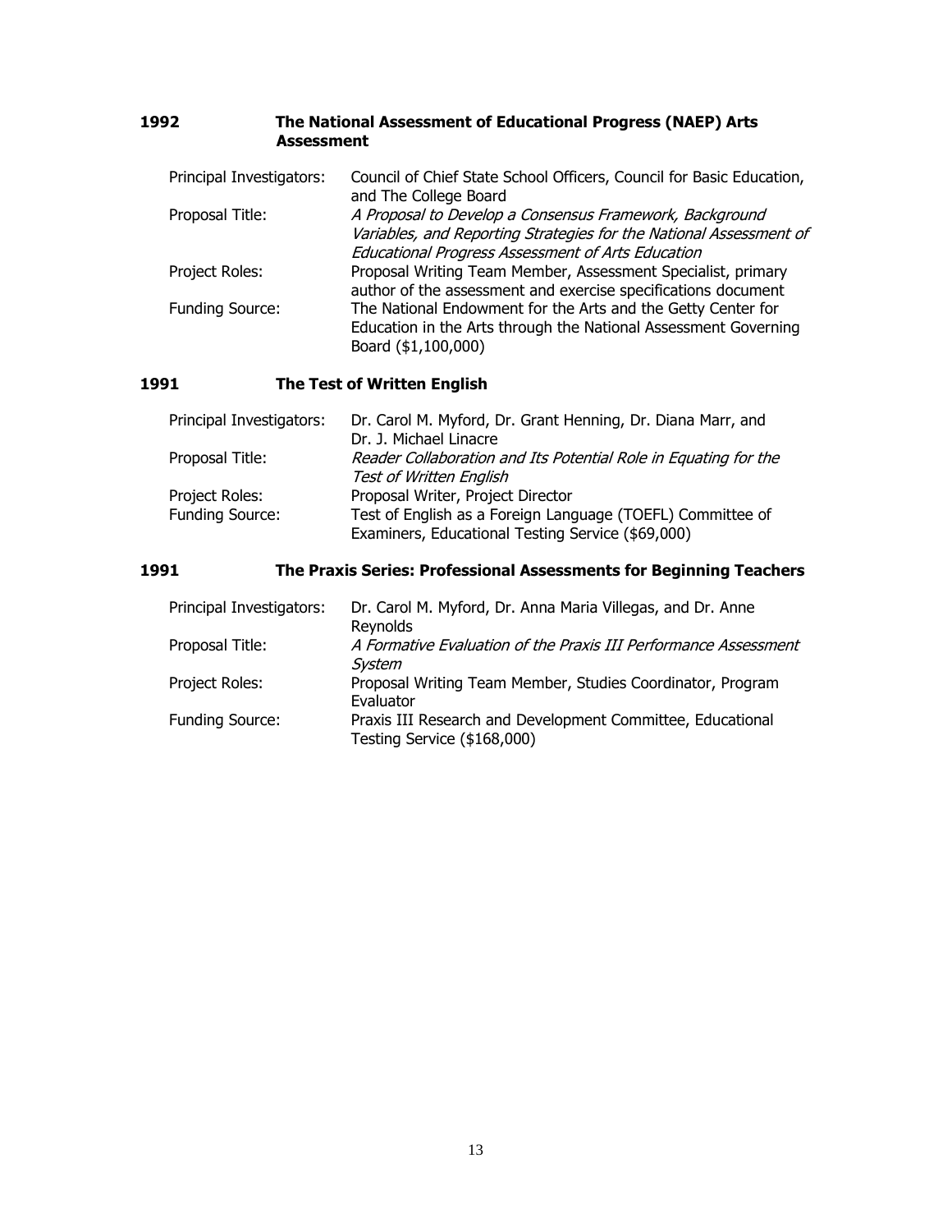**1992 The National Assessment of Educational Progress (NAEP) Arts Assessment**

| | |
|---|---|
| Principal Investigators: | Council of Chief State School Officers, Council for Basic Education, and The College Board |
| Proposal Title: | *A Proposal to Develop a Consensus Framework, Background Variables, and Reporting Strategies for the National Assessment of Educational Progress Assessment of Arts Education* |
| Project Roles: | Proposal Writing Team Member, Assessment Specialist, primary author of the assessment and exercise specifications document |
| Funding Source: | The National Endowment for the Arts and the Getty Center for Education in the Arts through the National Assessment Governing Board ($1,100,000) |

**1991 The Test of Written English**

| | |
|---|---|
| Principal Investigators: | Dr. Carol M. Myford, Dr. Grant Henning, Dr. Diana Marr, and Dr. J. Michael Linacre |
| Proposal Title: | *Reader Collaboration and Its Potential Role in Equating for the Test of Written English* |
| Project Roles: | Proposal Writer, Project Director |
| Funding Source: | Test of English as a Foreign Language (TOEFL) Committee of Examiners, Educational Testing Service ($69,000) |

**1991 The Praxis Series: Professional Assessments for Beginning Teachers**

| | |
|---|---|
| Principal Investigators: | Dr. Carol M. Myford, Dr. Anna Maria Villegas, and Dr. Anne Reynolds |
| Proposal Title: | *A Formative Evaluation of the Praxis III Performance Assessment System* |
| Project Roles: | Proposal Writing Team Member, Studies Coordinator, Program Evaluator |
| Funding Source: | Praxis III Research and Development Committee, Educational Testing Service ($168,000) |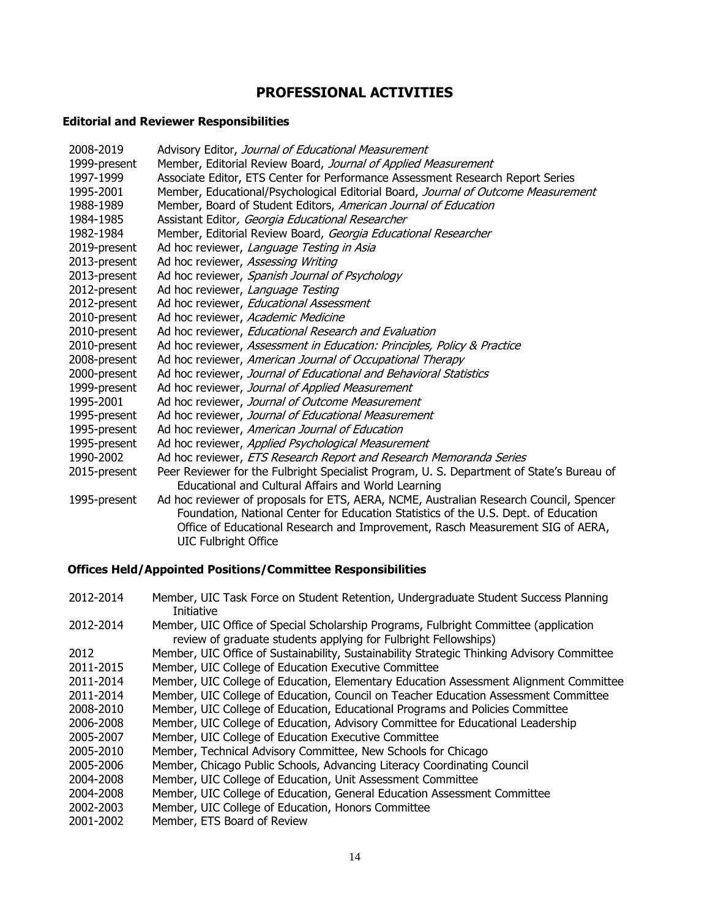## PROFESSIONAL ACTIVITIES

### Editorial and Reviewer Responsibilities

| | |
|---|---|
| 2008-2019 | Advisory Editor, *Journal of Educational Measurement* |
| 1999-present | Member, Editorial Review Board, *Journal of Applied Measurement* |
| 1997-1999 | Associate Editor, ETS Center for Performance Assessment Research Report Series |
| 1995-2001 | Member, Educational/Psychological Editorial Board, *Journal of Outcome Measurement* |
| 1988-1989 | Member, Board of Student Editors, *American Journal of Education* |
| 1984-1985 | Assistant Editor*, Georgia Educational Researcher* |
| 1982-1984 | Member, Editorial Review Board, *Georgia Educational Researcher* |
| 2019-present | Ad hoc reviewer, *Language Testing in Asia* |
| 2013-present | Ad hoc reviewer, *Assessing Writing* |
| 2013-present | Ad hoc reviewer, *Spanish Journal of Psychology* |
| 2012-present | Ad hoc reviewer, *Language Testing* |
| 2012-present | Ad hoc reviewer, *Educational Assessment* |
| 2010-present | Ad hoc reviewer, *Academic Medicine* |
| 2010-present | Ad hoc reviewer, *Educational Research and Evaluation* |
| 2010-present | Ad hoc reviewer, *Assessment in Education: Principles, Policy & Practice* |
| 2008-present | Ad hoc reviewer, *American Journal of Occupational Therapy* |
| 2000-present | Ad hoc reviewer, *Journal of Educational and Behavioral Statistics* |
| 1999-present | Ad hoc reviewer, *Journal of Applied Measurement* |
| 1995-2001 | Ad hoc reviewer, *Journal of Outcome Measurement* |
| 1995-present | Ad hoc reviewer, *Journal of Educational Measurement* |
| 1995-present | Ad hoc reviewer, *American Journal of Education* |
| 1995-present | Ad hoc reviewer, *Applied Psychological Measurement* |
| 1990-2002 | Ad hoc reviewer, *ETS Research Report and Research Memoranda Series* |
| 2015-present | Peer Reviewer for the Fulbright Specialist Program, U. S. Department of State's Bureau of Educational and Cultural Affairs and World Learning |
| 1995-present | Ad hoc reviewer of proposals for ETS, AERA, NCME, Australian Research Council, Spencer Foundation, National Center for Education Statistics of the U.S. Dept. of Education Office of Educational Research and Improvement, Rasch Measurement SIG of AERA, UIC Fulbright Office |

### Offices Held/Appointed Positions/Committee Responsibilities

| | |
|---|---|
| 2012-2014 | Member, UIC Task Force on Student Retention, Undergraduate Student Success Planning Initiative |
| 2012-2014 | Member, UIC Office of Special Scholarship Programs, Fulbright Committee (application review of graduate students applying for Fulbright Fellowships) |
| 2012 | Member, UIC Office of Sustainability, Sustainability Strategic Thinking Advisory Committee |
| 2011-2015 | Member, UIC College of Education Executive Committee |
| 2011-2014 | Member, UIC College of Education, Elementary Education Assessment Alignment Committee |
| 2011-2014 | Member, UIC College of Education, Council on Teacher Education Assessment Committee |
| 2008-2010 | Member, UIC College of Education, Educational Programs and Policies Committee |
| 2006-2008 | Member, UIC College of Education, Advisory Committee for Educational Leadership |
| 2005-2007 | Member, UIC College of Education Executive Committee |
| 2005-2010 | Member, Technical Advisory Committee, New Schools for Chicago |
| 2005-2006 | Member, Chicago Public Schools, Advancing Literacy Coordinating Council |
| 2004-2008 | Member, UIC College of Education, Unit Assessment Committee |
| 2004-2008 | Member, UIC College of Education, General Education Assessment Committee |
| 2002-2003 | Member, UIC College of Education, Honors Committee |
| 2001-2002 | Member, ETS Board of Review |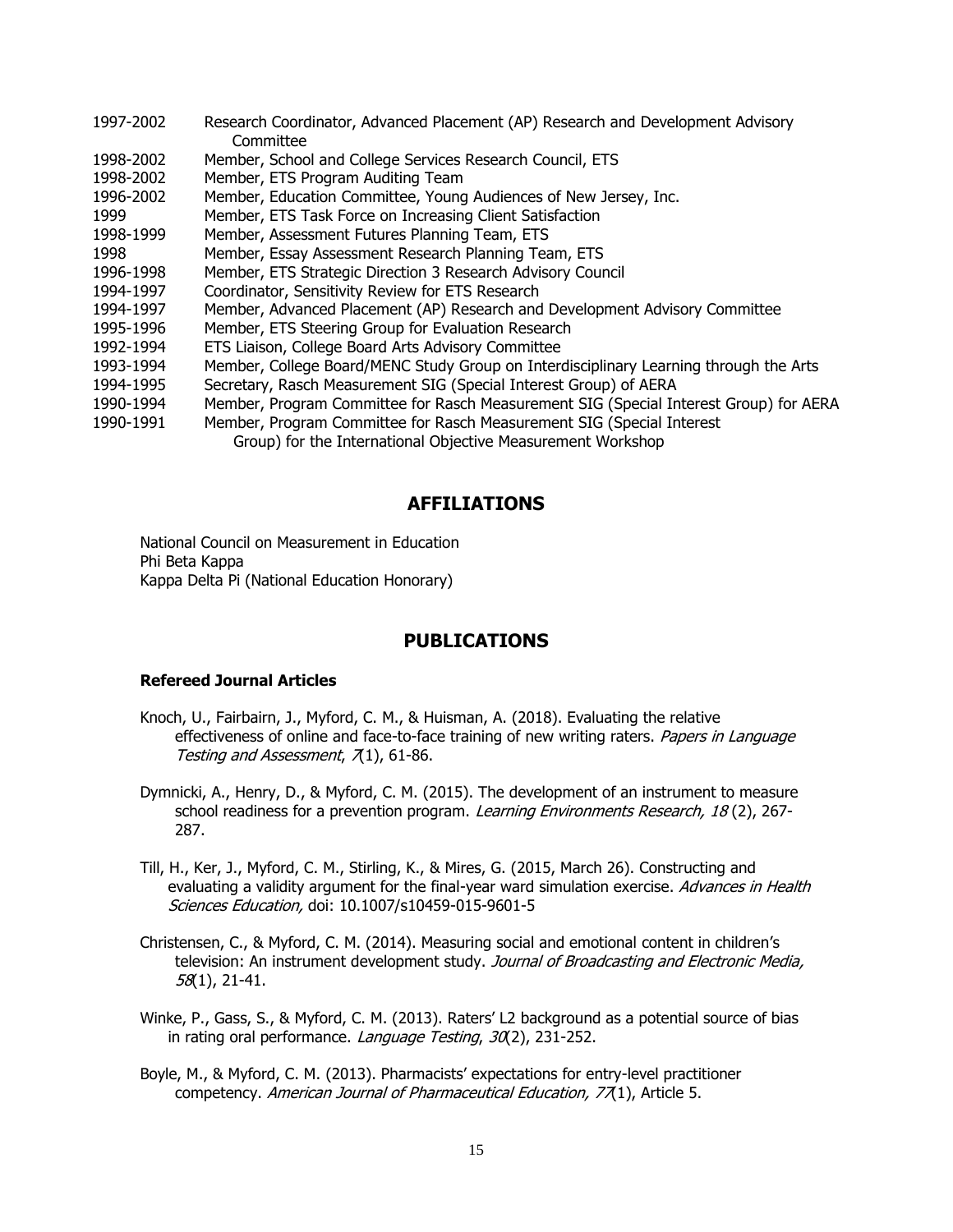1997-2002 Research Coordinator, Advanced Placement (AP) Research and Development Advisory Committee
1998-2002 Member, School and College Services Research Council, ETS
1998-2002 Member, ETS Program Auditing Team
1996-2002 Member, Education Committee, Young Audiences of New Jersey, Inc.
1999 Member, ETS Task Force on Increasing Client Satisfaction
1998-1999 Member, Assessment Futures Planning Team, ETS
1998 Member, Essay Assessment Research Planning Team, ETS
1996-1998 Member, ETS Strategic Direction 3 Research Advisory Council
1994-1997 Coordinator, Sensitivity Review for ETS Research
1994-1997 Member, Advanced Placement (AP) Research and Development Advisory Committee
1995-1996 Member, ETS Steering Group for Evaluation Research
1992-1994 ETS Liaison, College Board Arts Advisory Committee
1993-1994 Member, College Board/MENC Study Group on Interdisciplinary Learning through the Arts
1994-1995 Secretary, Rasch Measurement SIG (Special Interest Group) of AERA
1990-1994 Member, Program Committee for Rasch Measurement SIG (Special Interest Group) for AERA
1990-1991 Member, Program Committee for Rasch Measurement SIG (Special Interest Group) for the International Objective Measurement Workshop

## AFFILIATIONS

National Council on Measurement in Education
Phi Beta Kappa
Kappa Delta Pi (National Education Honorary)

## PUBLICATIONS

### Refereed Journal Articles

Knoch, U., Fairbairn, J., Myford, C. M., & Huisman, A. (2018). Evaluating the relative effectiveness of online and face-to-face training of new writing raters. *Papers in Language Testing and Assessment*, *7*(1), 61-86.

Dymnicki, A., Henry, D., & Myford, C. M. (2015). The development of an instrument to measure school readiness for a prevention program. *Learning Environments Research, 18* (2), 267-287.

Till, H., Ker, J., Myford, C. M., Stirling, K., & Mires, G. (2015, March 26). Constructing and evaluating a validity argument for the final-year ward simulation exercise. *Advances in Health Sciences Education,* doi: 10.1007/s10459-015-9601-5

Christensen, C., & Myford, C. M. (2014). Measuring social and emotional content in children's television: An instrument development study. *Journal of Broadcasting and Electronic Media, 58*(1), 21-41.

Winke, P., Gass, S., & Myford, C. M. (2013). Raters' L2 background as a potential source of bias in rating oral performance. *Language Testing*, *30*(2), 231-252.

Boyle, M., & Myford, C. M. (2013). Pharmacists' expectations for entry-level practitioner competency. *American Journal of Pharmaceutical Education, 77*(1), Article 5.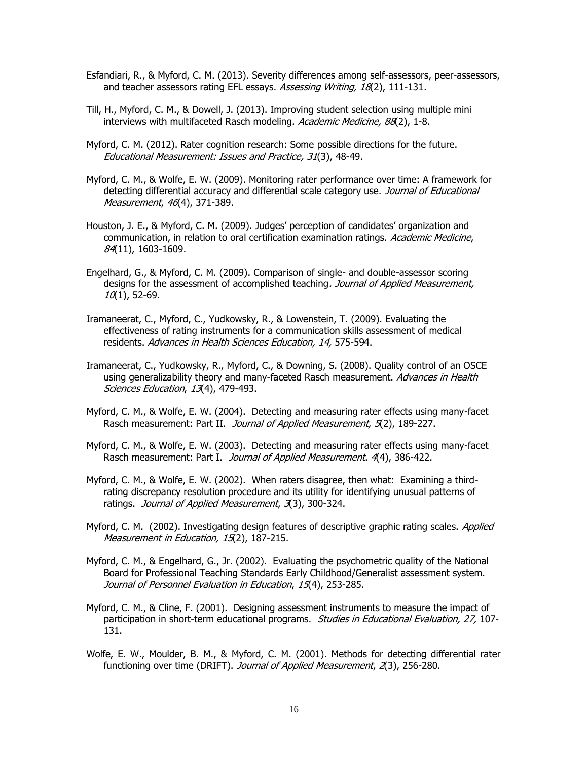Esfandiari, R., & Myford, C. M. (2013). Severity differences among self-assessors, peer-assessors, and teacher assessors rating EFL essays. *Assessing Writing, 18*(2), 111-131.

Till, H., Myford, C. M., & Dowell, J. (2013). Improving student selection using multiple mini interviews with multifaceted Rasch modeling. *Academic Medicine, 88*(2), 1-8.

Myford, C. M. (2012). Rater cognition research: Some possible directions for the future. *Educational Measurement: Issues and Practice, 31*(3), 48-49.

Myford, C. M., & Wolfe, E. W. (2009). Monitoring rater performance over time: A framework for detecting differential accuracy and differential scale category use. *Journal of Educational Measurement*, *46*(4), 371-389.

Houston, J. E., & Myford, C. M. (2009). Judges' perception of candidates' organization and communication, in relation to oral certification examination ratings. *Academic Medicine*, *84*(11), 1603-1609.

Engelhard, G., & Myford, C. M. (2009). Comparison of single- and double-assessor scoring designs for the assessment of accomplished teaching*. Journal of Applied Measurement, 10*(1), 52-69.

Iramaneerat, C., Myford, C., Yudkowsky, R., & Lowenstein, T. (2009). Evaluating the effectiveness of rating instruments for a communication skills assessment of medical residents. *Advances in Health Sciences Education, 14,* 575-594.

Iramaneerat, C., Yudkowsky, R., Myford, C., & Downing, S. (2008). Quality control of an OSCE using generalizability theory and many-faceted Rasch measurement. *Advances in Health Sciences Education*, *13*(4), 479-493.

Myford, C. M., & Wolfe, E. W. (2004). Detecting and measuring rater effects using many-facet Rasch measurement: Part II. *Journal of Applied Measurement, 5*(2), 189-227.

Myford, C. M., & Wolfe, E. W. (2003). Detecting and measuring rater effects using many-facet Rasch measurement: Part I. *Journal of Applied Measurement*. *4*(4), 386-422.

Myford, C. M., & Wolfe, E. W. (2002). When raters disagree, then what: Examining a third-rating discrepancy resolution procedure and its utility for identifying unusual patterns of ratings. *Journal of Applied Measurement*, *3*(3), 300-324.

Myford, C. M. (2002). Investigating design features of descriptive graphic rating scales. *Applied Measurement in Education, 15*(2), 187-215.

Myford, C. M., & Engelhard, G., Jr. (2002). Evaluating the psychometric quality of the National Board for Professional Teaching Standards Early Childhood/Generalist assessment system. *Journal of Personnel Evaluation in Education*, *15*(4), 253-285.

Myford, C. M., & Cline, F. (2001). Designing assessment instruments to measure the impact of participation in short-term educational programs. *Studies in Educational Evaluation, 27,* 107-131.

Wolfe, E. W., Moulder, B. M., & Myford, C. M. (2001). Methods for detecting differential rater functioning over time (DRIFT). *Journal of Applied Measurement*, *2*(3), 256-280.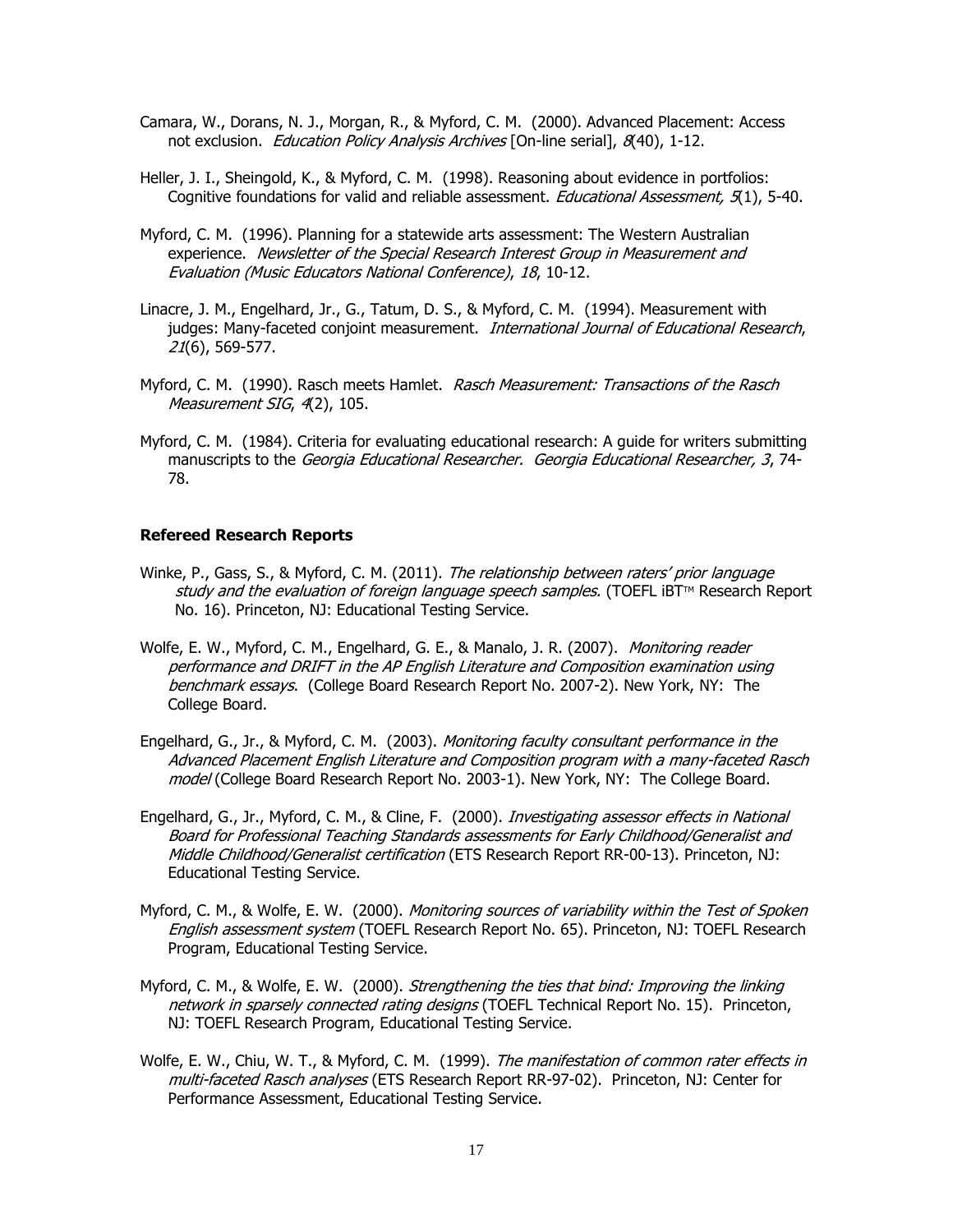Camara, W., Dorans, N. J., Morgan, R., & Myford, C. M. (2000). Advanced Placement: Access not exclusion. *Education Policy Analysis Archives* [On-line serial], *8*(40), 1-12.

Heller, J. I., Sheingold, K., & Myford, C. M. (1998). Reasoning about evidence in portfolios: Cognitive foundations for valid and reliable assessment. *Educational Assessment, 5*(1), 5-40.

Myford, C. M. (1996). Planning for a statewide arts assessment: The Western Australian experience. *Newsletter of the Special Research Interest Group in Measurement and Evaluation (Music Educators National Conference)*, *18*, 10-12.

Linacre, J. M., Engelhard, Jr., G., Tatum, D. S., & Myford, C. M. (1994). Measurement with judges: Many-faceted conjoint measurement. *International Journal of Educational Research*, *21*(6), 569-577.

Myford, C. M. (1990). Rasch meets Hamlet. *Rasch Measurement: Transactions of the Rasch Measurement SIG*, *4*(2), 105.

Myford, C. M. (1984). Criteria for evaluating educational research: A guide for writers submitting manuscripts to the *Georgia Educational Researcher. Georgia Educational Researcher, 3*, 74-78.

**Refereed Research Reports**

Winke, P., Gass, S., & Myford, C. M. (2011). *The relationship between raters' prior language study and the evaluation of foreign language speech samples.* (TOEFL iBT™ Research Report No. 16). Princeton, NJ: Educational Testing Service.

Wolfe, E. W., Myford, C. M., Engelhard, G. E., & Manalo, J. R. (2007). *Monitoring reader performance and DRIFT in the AP English Literature and Composition examination using benchmark essays*. (College Board Research Report No. 2007-2). New York, NY: The College Board.

Engelhard, G., Jr., & Myford, C. M. (2003). *Monitoring faculty consultant performance in the Advanced Placement English Literature and Composition program with a many-faceted Rasch model* (College Board Research Report No. 2003-1). New York, NY: The College Board.

Engelhard, G., Jr., Myford, C. M., & Cline, F. (2000). *Investigating assessor effects in National Board for Professional Teaching Standards assessments for Early Childhood/Generalist and Middle Childhood/Generalist certification* (ETS Research Report RR-00-13). Princeton, NJ: Educational Testing Service.

Myford, C. M., & Wolfe, E. W. (2000). *Monitoring sources of variability within the Test of Spoken English assessment system* (TOEFL Research Report No. 65). Princeton, NJ: TOEFL Research Program, Educational Testing Service.

Myford, C. M., & Wolfe, E. W. (2000). *Strengthening the ties that bind: Improving the linking network in sparsely connected rating designs* (TOEFL Technical Report No. 15). Princeton, NJ: TOEFL Research Program, Educational Testing Service.

Wolfe, E. W., Chiu, W. T., & Myford, C. M. (1999). *The manifestation of common rater effects in multi-faceted Rasch analyses* (ETS Research Report RR-97-02). Princeton, NJ: Center for Performance Assessment, Educational Testing Service.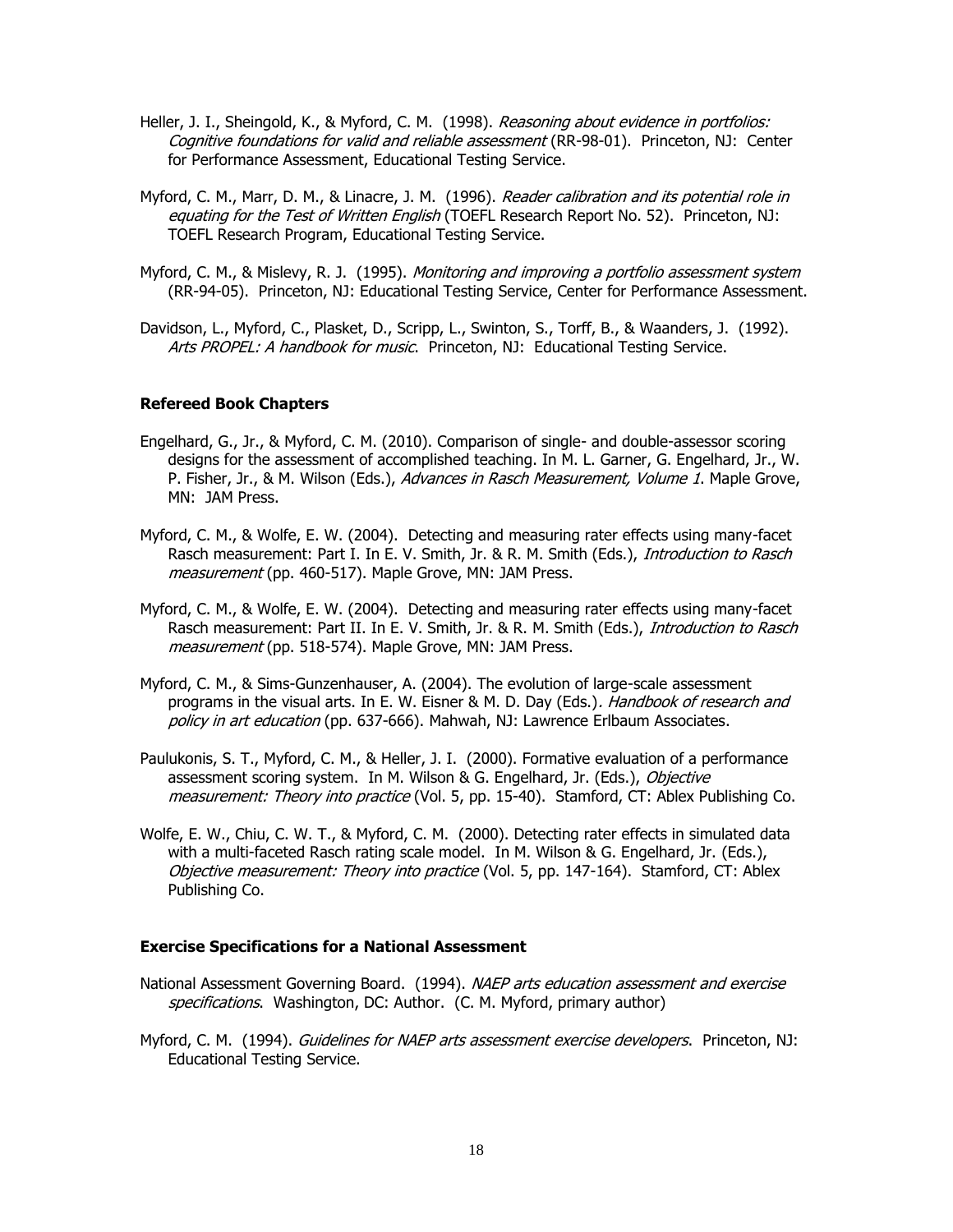Heller, J. I., Sheingold, K., & Myford, C. M. (1998). *Reasoning about evidence in portfolios: Cognitive foundations for valid and reliable assessment* (RR-98-01). Princeton, NJ: Center for Performance Assessment, Educational Testing Service.

Myford, C. M., Marr, D. M., & Linacre, J. M. (1996). *Reader calibration and its potential role in equating for the Test of Written English* (TOEFL Research Report No. 52). Princeton, NJ: TOEFL Research Program, Educational Testing Service.

Myford, C. M., & Mislevy, R. J. (1995). *Monitoring and improving a portfolio assessment system* (RR-94-05). Princeton, NJ: Educational Testing Service, Center for Performance Assessment.

Davidson, L., Myford, C., Plasket, D., Scripp, L., Swinton, S., Torff, B., & Waanders, J. (1992). *Arts PROPEL: A handbook for music*. Princeton, NJ: Educational Testing Service.

**Refereed Book Chapters**

Engelhard, G., Jr., & Myford, C. M. (2010). Comparison of single- and double-assessor scoring designs for the assessment of accomplished teaching. In M. L. Garner, G. Engelhard, Jr., W. P. Fisher, Jr., & M. Wilson (Eds.), *Advances in Rasch Measurement, Volume 1*. Maple Grove, MN: JAM Press.

Myford, C. M., & Wolfe, E. W. (2004). Detecting and measuring rater effects using many-facet Rasch measurement: Part I. In E. V. Smith, Jr. & R. M. Smith (Eds.), *Introduction to Rasch measurement* (pp. 460-517). Maple Grove, MN: JAM Press.

Myford, C. M., & Wolfe, E. W. (2004). Detecting and measuring rater effects using many-facet Rasch measurement: Part II. In E. V. Smith, Jr. & R. M. Smith (Eds.), *Introduction to Rasch measurement* (pp. 518-574). Maple Grove, MN: JAM Press.

Myford, C. M., & Sims-Gunzenhauser, A. (2004). The evolution of large-scale assessment programs in the visual arts. In E. W. Eisner & M. D. Day (Eds.). *Handbook of research and policy in art education* (pp. 637-666). Mahwah, NJ: Lawrence Erlbaum Associates.

Paulukonis, S. T., Myford, C. M., & Heller, J. I. (2000). Formative evaluation of a performance assessment scoring system. In M. Wilson & G. Engelhard, Jr. (Eds.), *Objective measurement: Theory into practice* (Vol. 5, pp. 15-40). Stamford, CT: Ablex Publishing Co.

Wolfe, E. W., Chiu, C. W. T., & Myford, C. M. (2000). Detecting rater effects in simulated data with a multi-faceted Rasch rating scale model. In M. Wilson & G. Engelhard, Jr. (Eds.), *Objective measurement: Theory into practice* (Vol. 5, pp. 147-164). Stamford, CT: Ablex Publishing Co.

**Exercise Specifications for a National Assessment**

National Assessment Governing Board. (1994). *NAEP arts education assessment and exercise specifications*. Washington, DC: Author. (C. M. Myford, primary author)

Myford, C. M. (1994). *Guidelines for NAEP arts assessment exercise developers*. Princeton, NJ: Educational Testing Service.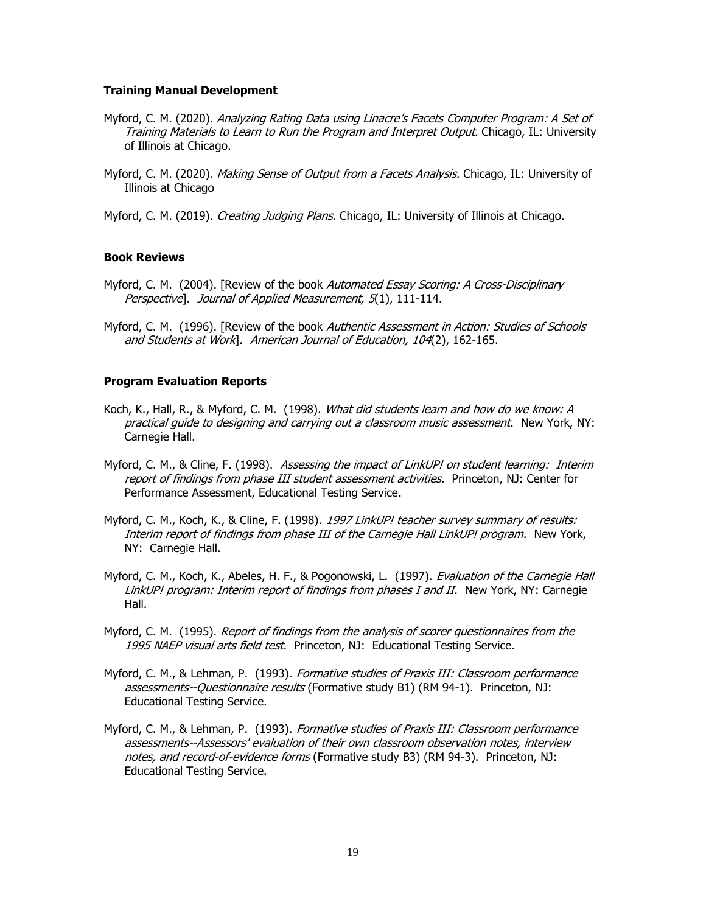**Training Manual Development**

Myford, C. M. (2020). *Analyzing Rating Data using Linacre's Facets Computer Program: A Set of Training Materials to Learn to Run the Program and Interpret Output.* Chicago, IL: University of Illinois at Chicago.

Myford, C. M. (2020). *Making Sense of Output from a Facets Analysis.* Chicago, IL: University of Illinois at Chicago

Myford, C. M. (2019). *Creating Judging Plans.* Chicago, IL: University of Illinois at Chicago.

**Book Reviews**

Myford, C. M. (2004). [Review of the book *Automated Essay Scoring: A Cross-Disciplinary Perspective*]. *Journal of Applied Measurement, 5*(1), 111-114.

Myford, C. M. (1996). [Review of the book *Authentic Assessment in Action: Studies of Schools and Students at Work*]. *American Journal of Education, 104*(2), 162-165.

**Program Evaluation Reports**

Koch, K., Hall, R., & Myford, C. M. (1998). *What did students learn and how do we know: A practical guide to designing and carrying out a classroom music assessment*. New York, NY: Carnegie Hall.

Myford, C. M., & Cline, F. (1998). *Assessing the impact of LinkUP! on student learning: Interim report of findings from phase III student assessment activities.* Princeton, NJ: Center for Performance Assessment, Educational Testing Service.

Myford, C. M., Koch, K., & Cline, F. (1998). *1997 LinkUP! teacher survey summary of results: Interim report of findings from phase III of the Carnegie Hall LinkUP! program*. New York, NY: Carnegie Hall.

Myford, C. M., Koch, K., Abeles, H. F., & Pogonowski, L. (1997). *Evaluation of the Carnegie Hall LinkUP! program: Interim report of findings from phases I and II*. New York, NY: Carnegie Hall.

Myford, C. M. (1995). *Report of findings from the analysis of scorer questionnaires from the 1995 NAEP visual arts field test.* Princeton, NJ: Educational Testing Service.

Myford, C. M., & Lehman, P. (1993). *Formative studies of Praxis III: Classroom performance assessments--Questionnaire results* (Formative study B1) (RM 94-1). Princeton, NJ: Educational Testing Service.

Myford, C. M., & Lehman, P. (1993). *Formative studies of Praxis III: Classroom performance assessments--Assessors' evaluation of their own classroom observation notes, interview notes, and record-of-evidence forms* (Formative study B3) (RM 94-3). Princeton, NJ: Educational Testing Service.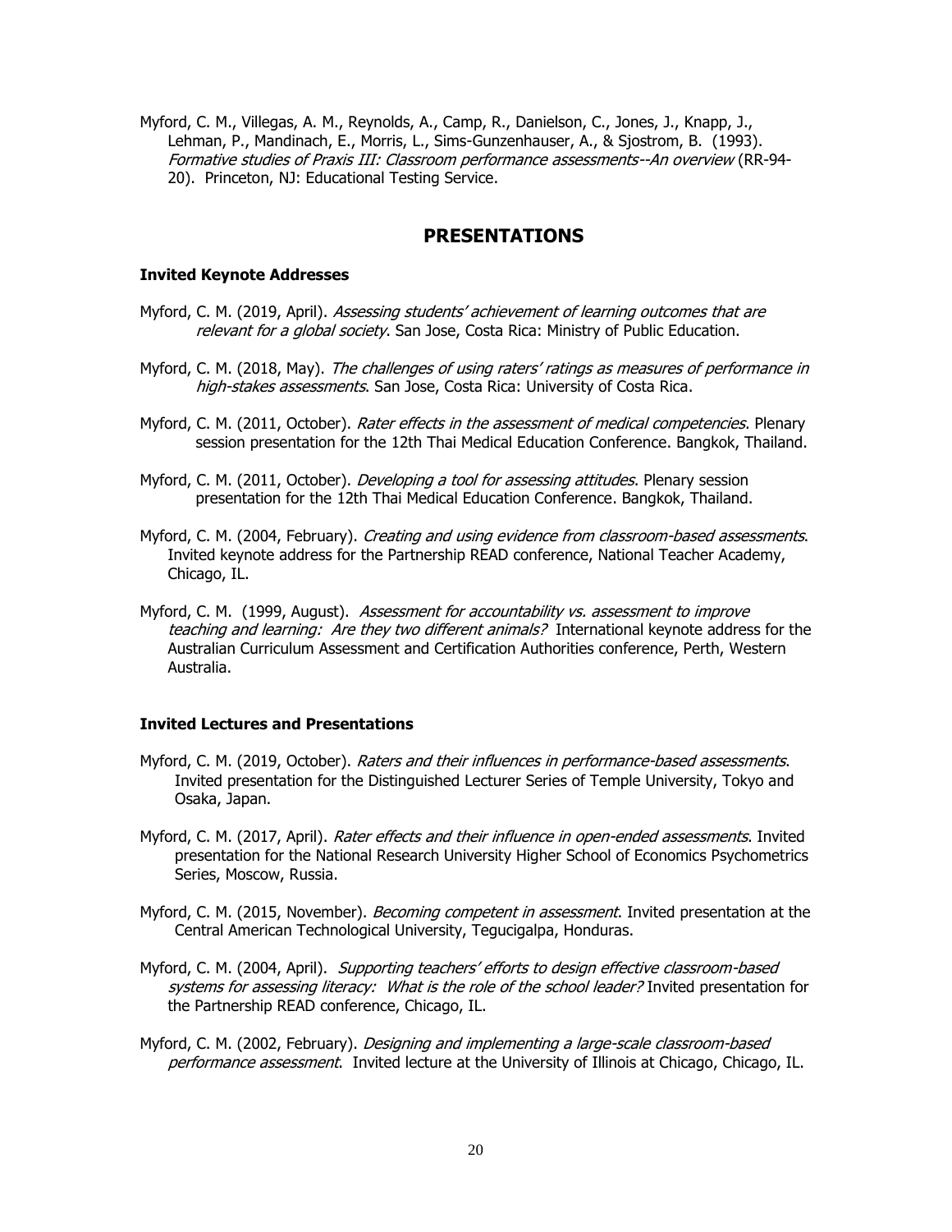Myford, C. M., Villegas, A. M., Reynolds, A., Camp, R., Danielson, C., Jones, J., Knapp, J., Lehman, P., Mandinach, E., Morris, L., Sims-Gunzenhauser, A., & Sjostrom, B. (1993). *Formative studies of Praxis III: Classroom performance assessments--An overview* (RR-94-20). Princeton, NJ: Educational Testing Service.

## PRESENTATIONS

### Invited Keynote Addresses

Myford, C. M. (2019, April). *Assessing students' achievement of learning outcomes that are relevant for a global society*. San Jose, Costa Rica: Ministry of Public Education.

Myford, C. M. (2018, May). *The challenges of using raters' ratings as measures of performance in high-stakes assessments*. San Jose, Costa Rica: University of Costa Rica.

Myford, C. M. (2011, October). *Rater effects in the assessment of medical competencies*. Plenary session presentation for the 12th Thai Medical Education Conference. Bangkok, Thailand.

Myford, C. M. (2011, October). *Developing a tool for assessing attitudes*. Plenary session presentation for the 12th Thai Medical Education Conference. Bangkok, Thailand.

Myford, C. M. (2004, February). *Creating and using evidence from classroom-based assessments*. Invited keynote address for the Partnership READ conference, National Teacher Academy, Chicago, IL.

Myford, C. M. (1999, August). *Assessment for accountability vs. assessment to improve teaching and learning: Are they two different animals?* International keynote address for the Australian Curriculum Assessment and Certification Authorities conference, Perth, Western Australia.

### Invited Lectures and Presentations

Myford, C. M. (2019, October). *Raters and their influences in performance-based assessments*. Invited presentation for the Distinguished Lecturer Series of Temple University, Tokyo and Osaka, Japan.

Myford, C. M. (2017, April). *Rater effects and their influence in open-ended assessments*. Invited presentation for the National Research University Higher School of Economics Psychometrics Series, Moscow, Russia.

Myford, C. M. (2015, November). *Becoming competent in assessment*. Invited presentation at the Central American Technological University, Tegucigalpa, Honduras.

Myford, C. M. (2004, April). *Supporting teachers' efforts to design effective classroom-based systems for assessing literacy: What is the role of the school leader?* Invited presentation for the Partnership READ conference, Chicago, IL.

Myford, C. M. (2002, February). *Designing and implementing a large-scale classroom-based performance assessment*. Invited lecture at the University of Illinois at Chicago, Chicago, IL.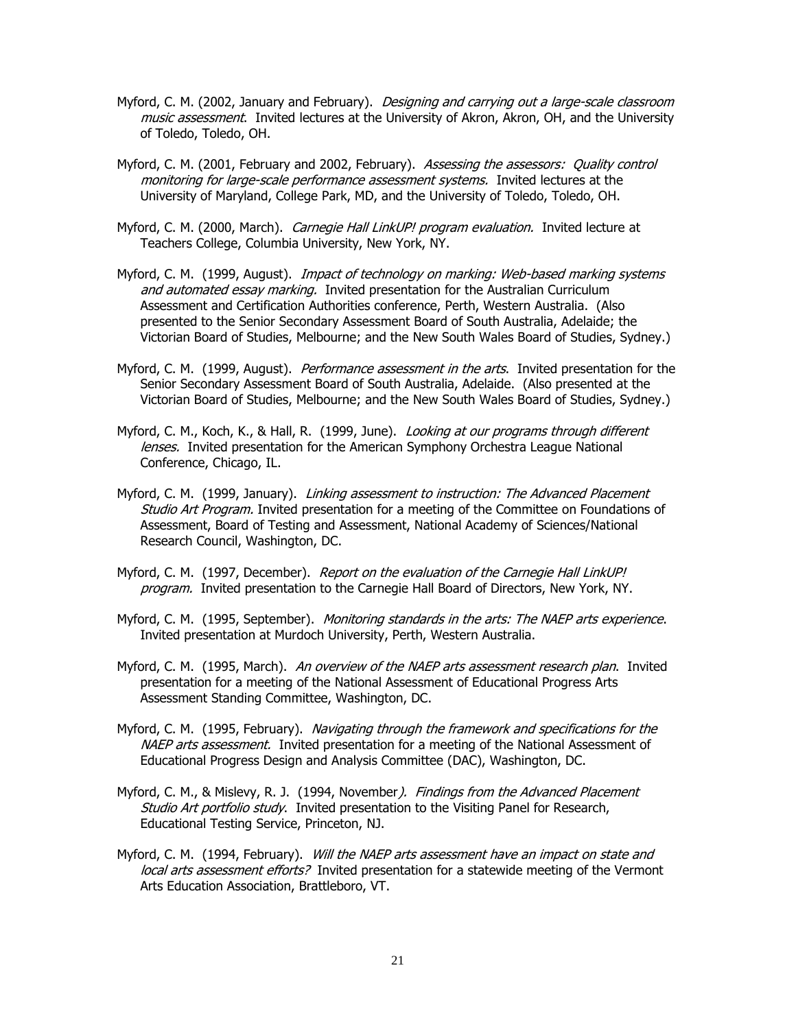Myford, C. M. (2002, January and February). *Designing and carrying out a large-scale classroom music assessment*. Invited lectures at the University of Akron, Akron, OH, and the University of Toledo, Toledo, OH.

Myford, C. M. (2001, February and 2002, February). *Assessing the assessors: Quality control monitoring for large-scale performance assessment systems.* Invited lectures at the University of Maryland, College Park, MD, and the University of Toledo, Toledo, OH.

Myford, C. M. (2000, March). *Carnegie Hall LinkUP! program evaluation.* Invited lecture at Teachers College, Columbia University, New York, NY.

Myford, C. M. (1999, August). *Impact of technology on marking: Web-based marking systems and automated essay marking.* Invited presentation for the Australian Curriculum Assessment and Certification Authorities conference, Perth, Western Australia. (Also presented to the Senior Secondary Assessment Board of South Australia, Adelaide; the Victorian Board of Studies, Melbourne; and the New South Wales Board of Studies, Sydney.)

Myford, C. M. (1999, August). *Performance assessment in the arts*. Invited presentation for the Senior Secondary Assessment Board of South Australia, Adelaide. (Also presented at the Victorian Board of Studies, Melbourne; and the New South Wales Board of Studies, Sydney.)

Myford, C. M., Koch, K., & Hall, R. (1999, June). *Looking at our programs through different lenses.* Invited presentation for the American Symphony Orchestra League National Conference, Chicago, IL.

Myford, C. M. (1999, January). *Linking assessment to instruction: The Advanced Placement Studio Art Program.* Invited presentation for a meeting of the Committee on Foundations of Assessment, Board of Testing and Assessment, National Academy of Sciences/National Research Council, Washington, DC.

Myford, C. M. (1997, December). *Report on the evaluation of the Carnegie Hall LinkUP! program.* Invited presentation to the Carnegie Hall Board of Directors, New York, NY.

Myford, C. M. (1995, September). *Monitoring standards in the arts: The NAEP arts experience*. Invited presentation at Murdoch University, Perth, Western Australia.

Myford, C. M. (1995, March). *An overview of the NAEP arts assessment research plan*. Invited presentation for a meeting of the National Assessment of Educational Progress Arts Assessment Standing Committee, Washington, DC.

Myford, C. M. (1995, February). *Navigating through the framework and specifications for the NAEP arts assessment.* Invited presentation for a meeting of the National Assessment of Educational Progress Design and Analysis Committee (DAC), Washington, DC.

Myford, C. M., & Mislevy, R. J. (1994, November). *Findings from the Advanced Placement Studio Art portfolio study*. Invited presentation to the Visiting Panel for Research, Educational Testing Service, Princeton, NJ.

Myford, C. M. (1994, February). *Will the NAEP arts assessment have an impact on state and local arts assessment efforts?* Invited presentation for a statewide meeting of the Vermont Arts Education Association, Brattleboro, VT.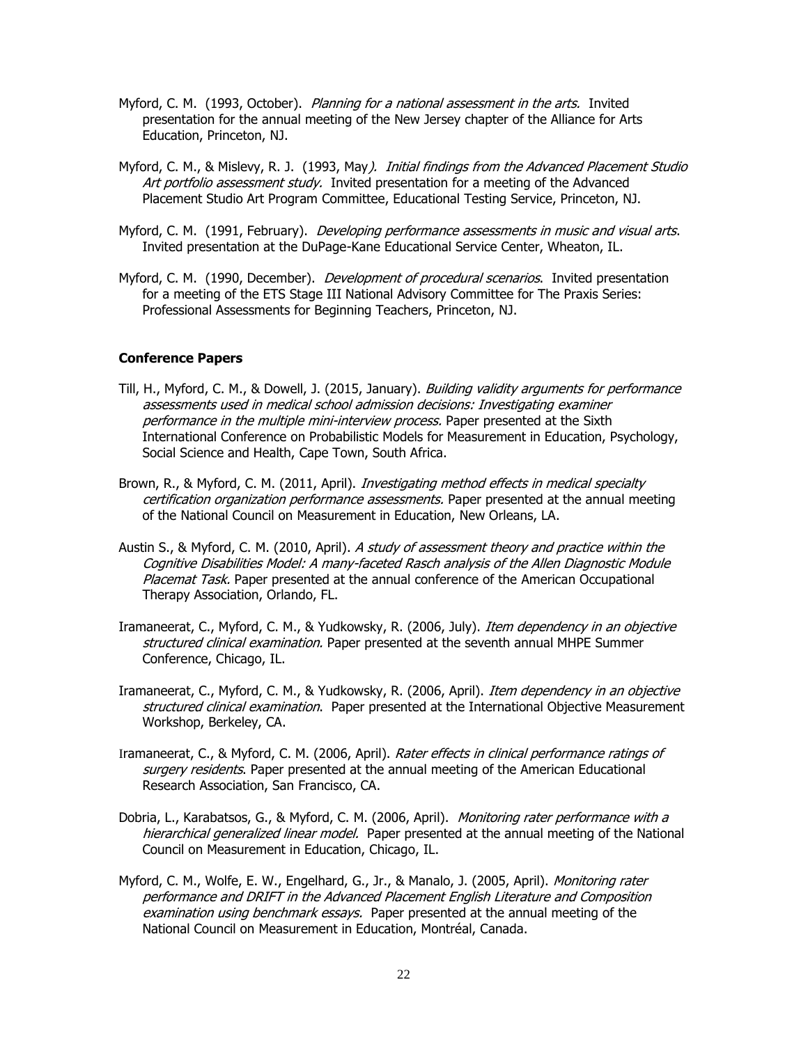Myford, C. M. (1993, October). *Planning for a national assessment in the arts.* Invited presentation for the annual meeting of the New Jersey chapter of the Alliance for Arts Education, Princeton, NJ.

Myford, C. M., & Mislevy, R. J. (1993, May*). Initial findings from the Advanced Placement Studio Art portfolio assessment study.* Invited presentation for a meeting of the Advanced Placement Studio Art Program Committee, Educational Testing Service, Princeton, NJ.

Myford, C. M. (1991, February). *Developing performance assessments in music and visual arts*. Invited presentation at the DuPage-Kane Educational Service Center, Wheaton, IL.

Myford, C. M. (1990, December). *Development of procedural scenarios*. Invited presentation for a meeting of the ETS Stage III National Advisory Committee for The Praxis Series: Professional Assessments for Beginning Teachers, Princeton, NJ.

**Conference Papers**

Till, H., Myford, C. M., & Dowell, J. (2015, January). *Building validity arguments for performance assessments used in medical school admission decisions: Investigating examiner performance in the multiple mini-interview process.* Paper presented at the Sixth International Conference on Probabilistic Models for Measurement in Education, Psychology, Social Science and Health, Cape Town, South Africa.

Brown, R., & Myford, C. M. (2011, April). *Investigating method effects in medical specialty certification organization performance assessments.* Paper presented at the annual meeting of the National Council on Measurement in Education, New Orleans, LA.

Austin S., & Myford, C. M. (2010, April). *A study of assessment theory and practice within the Cognitive Disabilities Model: A many-faceted Rasch analysis of the Allen Diagnostic Module Placemat Task.* Paper presented at the annual conference of the American Occupational Therapy Association, Orlando, FL.

Iramaneerat, C., Myford, C. M., & Yudkowsky, R. (2006, July). *Item dependency in an objective structured clinical examination.* Paper presented at the seventh annual MHPE Summer Conference, Chicago, IL.

Iramaneerat, C., Myford, C. M., & Yudkowsky, R. (2006, April). *Item dependency in an objective structured clinical examination*. Paper presented at the International Objective Measurement Workshop, Berkeley, CA.

Iramaneerat, C., & Myford, C. M. (2006, April). *Rater effects in clinical performance ratings of surgery residents*. Paper presented at the annual meeting of the American Educational Research Association, San Francisco, CA.

Dobria, L., Karabatsos, G., & Myford, C. M. (2006, April). *Monitoring rater performance with a hierarchical generalized linear model.* Paper presented at the annual meeting of the National Council on Measurement in Education, Chicago, IL.

Myford, C. M., Wolfe, E. W., Engelhard, G., Jr., & Manalo, J. (2005, April). *Monitoring rater performance and DRIFT in the Advanced Placement English Literature and Composition examination using benchmark essays.* Paper presented at the annual meeting of the National Council on Measurement in Education, Montréal, Canada.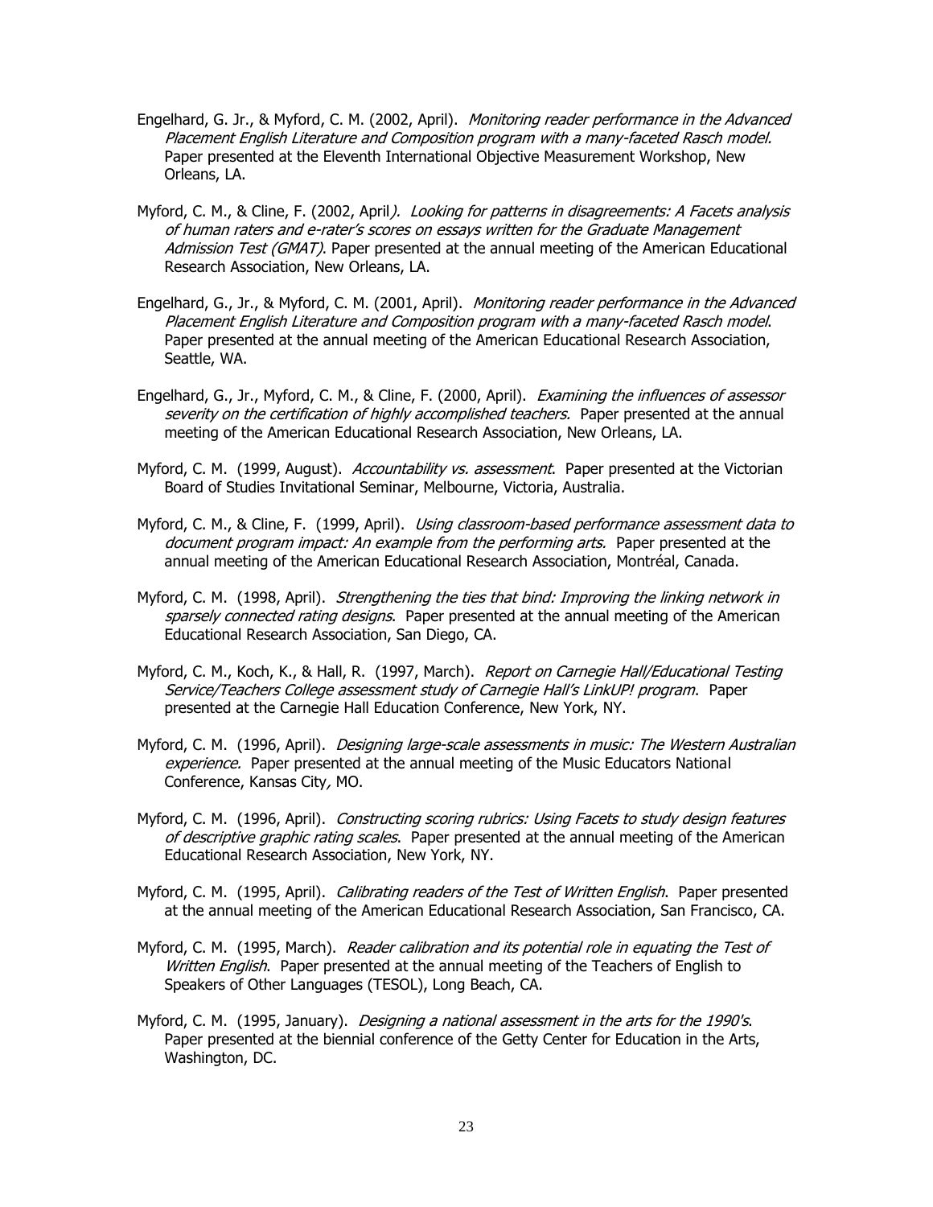Engelhard, G. Jr., & Myford, C. M. (2002, April). *Monitoring reader performance in the Advanced Placement English Literature and Composition program with a many-faceted Rasch model.* Paper presented at the Eleventh International Objective Measurement Workshop, New Orleans, LA.

Myford, C. M., & Cline, F. (2002, April). *Looking for patterns in disagreements: A Facets analysis of human raters and e-rater's scores on essays written for the Graduate Management Admission Test (GMAT)*. Paper presented at the annual meeting of the American Educational Research Association, New Orleans, LA.

Engelhard, G., Jr., & Myford, C. M. (2001, April). *Monitoring reader performance in the Advanced Placement English Literature and Composition program with a many-faceted Rasch model*. Paper presented at the annual meeting of the American Educational Research Association, Seattle, WA.

Engelhard, G., Jr., Myford, C. M., & Cline, F. (2000, April). *Examining the influences of assessor severity on the certification of highly accomplished teachers.* Paper presented at the annual meeting of the American Educational Research Association, New Orleans, LA.

Myford, C. M. (1999, August). *Accountability vs. assessment*. Paper presented at the Victorian Board of Studies Invitational Seminar, Melbourne, Victoria, Australia.

Myford, C. M., & Cline, F. (1999, April). *Using classroom-based performance assessment data to document program impact: An example from the performing arts.* Paper presented at the annual meeting of the American Educational Research Association, Montréal, Canada.

Myford, C. M. (1998, April). *Strengthening the ties that bind: Improving the linking network in sparsely connected rating designs*. Paper presented at the annual meeting of the American Educational Research Association, San Diego, CA.

Myford, C. M., Koch, K., & Hall, R. (1997, March). *Report on Carnegie Hall/Educational Testing Service/Teachers College assessment study of Carnegie Hall's LinkUP! program*. Paper presented at the Carnegie Hall Education Conference, New York, NY.

Myford, C. M. (1996, April). *Designing large-scale assessments in music: The Western Australian experience.* Paper presented at the annual meeting of the Music Educators National Conference, Kansas City, MO.

Myford, C. M. (1996, April). *Constructing scoring rubrics: Using Facets to study design features of descriptive graphic rating scales*. Paper presented at the annual meeting of the American Educational Research Association, New York, NY.

Myford, C. M. (1995, April). *Calibrating readers of the Test of Written English*. Paper presented at the annual meeting of the American Educational Research Association, San Francisco, CA.

Myford, C. M. (1995, March). *Reader calibration and its potential role in equating the Test of Written English*. Paper presented at the annual meeting of the Teachers of English to Speakers of Other Languages (TESOL), Long Beach, CA.

Myford, C. M. (1995, January). *Designing a national assessment in the arts for the 1990's*. Paper presented at the biennial conference of the Getty Center for Education in the Arts, Washington, DC.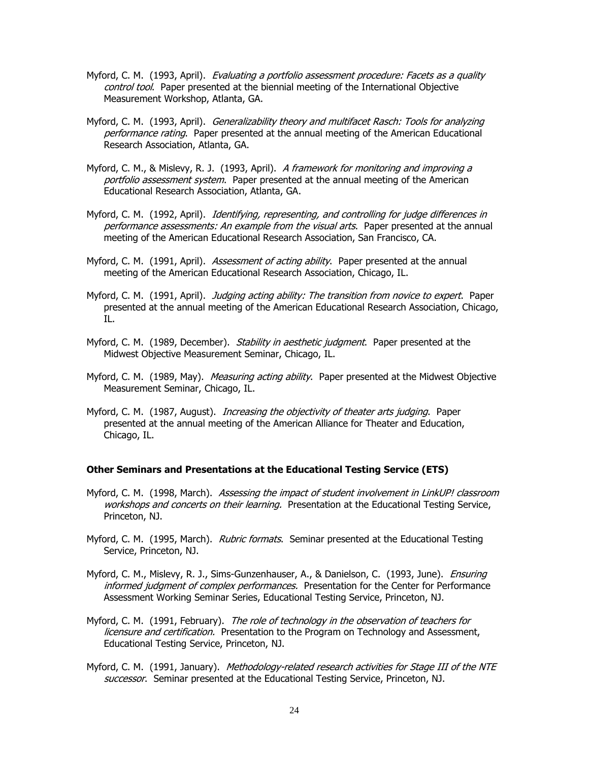Myford, C. M. (1993, April). *Evaluating a portfolio assessment procedure: Facets as a quality control tool*. Paper presented at the biennial meeting of the International Objective Measurement Workshop, Atlanta, GA.

Myford, C. M. (1993, April). *Generalizability theory and multifacet Rasch: Tools for analyzing performance rating*. Paper presented at the annual meeting of the American Educational Research Association, Atlanta, GA.

Myford, C. M., & Mislevy, R. J. (1993, April). *A framework for monitoring and improving a portfolio assessment system*. Paper presented at the annual meeting of the American Educational Research Association, Atlanta, GA.

Myford, C. M. (1992, April). *Identifying, representing, and controlling for judge differences in performance assessments: An example from the visual arts*. Paper presented at the annual meeting of the American Educational Research Association, San Francisco, CA.

Myford, C. M. (1991, April). *Assessment of acting ability*. Paper presented at the annual meeting of the American Educational Research Association, Chicago, IL.

Myford, C. M. (1991, April). *Judging acting ability: The transition from novice to expert*. Paper presented at the annual meeting of the American Educational Research Association, Chicago, IL.

Myford, C. M. (1989, December). *Stability in aesthetic judgment*. Paper presented at the Midwest Objective Measurement Seminar, Chicago, IL.

Myford, C. M. (1989, May). *Measuring acting ability*. Paper presented at the Midwest Objective Measurement Seminar, Chicago, IL.

Myford, C. M. (1987, August). *Increasing the objectivity of theater arts judging*. Paper presented at the annual meeting of the American Alliance for Theater and Education, Chicago, IL.

**Other Seminars and Presentations at the Educational Testing Service (ETS)**

Myford, C. M. (1998, March). *Assessing the impact of student involvement in LinkUP! classroom workshops and concerts on their learning.* Presentation at the Educational Testing Service, Princeton, NJ.

Myford, C. M. (1995, March). *Rubric formats*. Seminar presented at the Educational Testing Service, Princeton, NJ.

Myford, C. M., Mislevy, R. J., Sims-Gunzenhauser, A., & Danielson, C. (1993, June). *Ensuring informed judgment of complex performances.* Presentation for the Center for Performance Assessment Working Seminar Series, Educational Testing Service, Princeton, NJ.

Myford, C. M. (1991, February). *The role of technology in the observation of teachers for licensure and certification.* Presentation to the Program on Technology and Assessment, Educational Testing Service, Princeton, NJ.

Myford, C. M. (1991, January). *Methodology-related research activities for Stage III of the NTE successor*. Seminar presented at the Educational Testing Service, Princeton, NJ.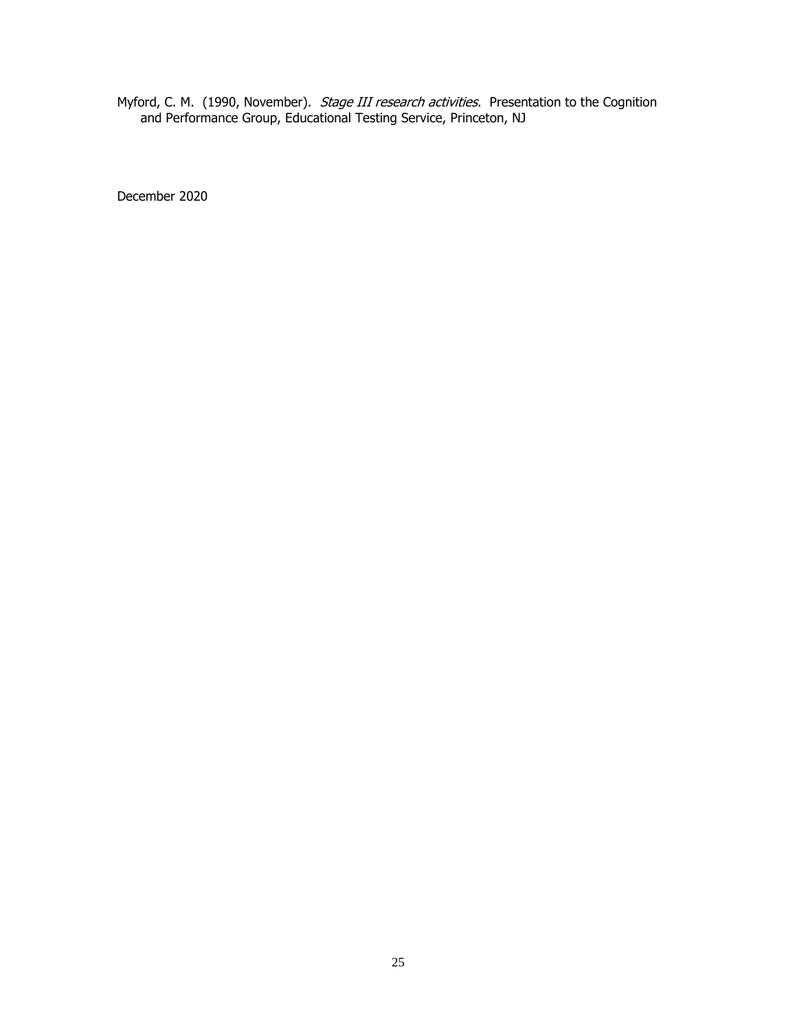Myford, C. M. (1990, November). *Stage III research activities*. Presentation to the Cognition and Performance Group, Educational Testing Service, Princeton, NJ

December 2020